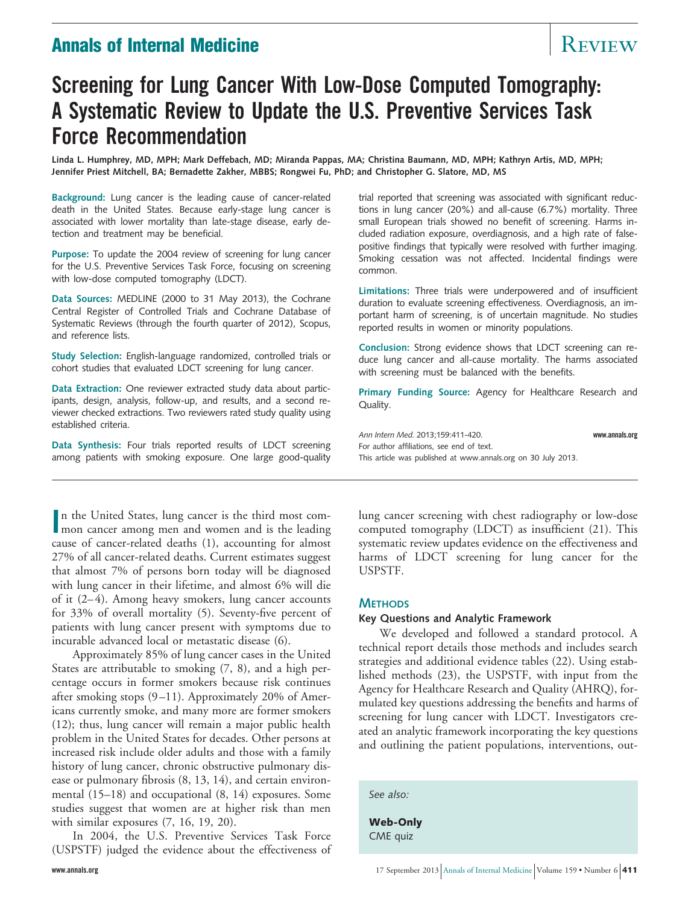# Screening for Lung Cancer With Low-Dose Computed Tomography: A Systematic Review to Update the U.S. Preventive Services Task Force Recommendation

**Linda L. Humphrey, MD, MPH; Mark Deffebach, MD; Miranda Pappas, MA; Christina Baumann, MD, MPH; Kathryn Artis, MD, MPH; Jennifer Priest Mitchell, BA; Bernadette Zakher, MBBS; Rongwei Fu, PhD; and Christopher G. Slatore, MD, MS**

**Background:** Lung cancer is the leading cause of cancer-related death in the United States. Because early-stage lung cancer is associated with lower mortality than late-stage disease, early detection and treatment may be beneficial.

**Purpose:** To update the 2004 review of screening for lung cancer for the U.S. Preventive Services Task Force, focusing on screening with low-dose computed tomography (LDCT).

**Data Sources:** MEDLINE (2000 to 31 May 2013), the Cochrane Central Register of Controlled Trials and Cochrane Database of Systematic Reviews (through the fourth quarter of 2012), Scopus, and reference lists.

**Study Selection:** English-language randomized, controlled trials or cohort studies that evaluated LDCT screening for lung cancer.

**Data Extraction:** One reviewer extracted study data about participants, design, analysis, follow-up, and results, and a second reviewer checked extractions. Two reviewers rated study quality using established criteria.

**Data Synthesis:** Four trials reported results of LDCT screening among patients with smoking exposure. One large good-quality trial reported that screening was associated with significant reductions in lung cancer (20%) and all-cause (6.7%) mortality. Three small European trials showed no benefit of screening. Harms included radiation exposure, overdiagnosis, and a high rate of false-positive findings that typically were resolved with further imaging. Smoking cessation was not affected. Incidental findings were common.

**Limitations:** Three trials were underpowered and of insufficient duration to evaluate screening effectiveness. Overdiagnosis, an important harm of screening, is of uncertain magnitude. No studies reported results in women or minority populations.

**Conclusion:** Strong evidence shows that LDCT screening can reduce lung cancer and all-cause mortality. The harms associated with screening must be balanced with the benefits.

**Primary Funding Source:** Agency for Healthcare Research and Quality.

*Ann Intern Med.* 2013;159:411-420.
For author affiliations, see end of text.
This article was published at www.annals.org on 30 July 2013.

In the United States, lung cancer is the third most common cancer among men and women and is the leading cause of cancer-related deaths (1), accounting for almost 27% of all cancer-related deaths. Current estimates suggest that almost 7% of persons born today will be diagnosed with lung cancer in their lifetime, and almost 6% will die of it (2–4). Among heavy smokers, lung cancer accounts for 33% of overall mortality (5). Seventy-five percent of patients with lung cancer present with symptoms due to incurable advanced local or metastatic disease (6).

Approximately 85% of lung cancer cases in the United States are attributable to smoking (7, 8), and a high percentage occurs in former smokers because risk continues after smoking stops (9–11). Approximately 20% of Americans currently smoke, and many more are former smokers (12); thus, lung cancer will remain a major public health problem in the United States for decades. Other persons at increased risk include older adults and those with a family history of lung cancer, chronic obstructive pulmonary disease or pulmonary fibrosis (8, 13, 14), and certain environmental (15–18) and occupational (8, 14) exposures. Some studies suggest that women are at higher risk than men with similar exposures (7, 16, 19, 20).

In 2004, the U.S. Preventive Services Task Force (USPSTF) judged the evidence about the effectiveness of lung cancer screening with chest radiography or low-dose computed tomography (LDCT) as insufficient (21). This systematic review updates evidence on the effectiveness and harms of LDCT screening for lung cancer for the USPSTF.

## Methods

### Key Questions and Analytic Framework

We developed and followed a standard protocol. A technical report details those methods and includes search strategies and additional evidence tables (22). Using established methods (23), the USPSTF, with input from the Agency for Healthcare Research and Quality (AHRQ), formulated key questions addressing the benefits and harms of screening for lung cancer with LDCT. Investigators created an analytic framework incorporating the key questions and outlining the patient populations, interventions, out-

*See also:*

**Web-Only**
CME quiz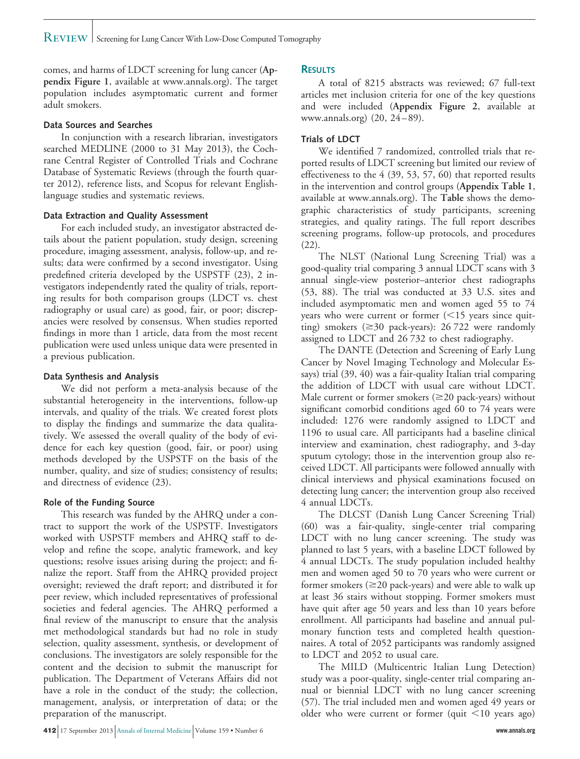comes, and harms of LDCT screening for lung cancer (**Appendix Figure 1**, available at www.annals.org). The target population includes asymptomatic current and former adult smokers.

### Data Sources and Searches

In conjunction with a research librarian, investigators searched MEDLINE (2000 to 31 May 2013), the Cochrane Central Register of Controlled Trials and Cochrane Database of Systematic Reviews (through the fourth quarter 2012), reference lists, and Scopus for relevant English-language studies and systematic reviews.

### Data Extraction and Quality Assessment

For each included study, an investigator abstracted details about the patient population, study design, screening procedure, imaging assessment, analysis, follow-up, and results; data were confirmed by a second investigator. Using predefined criteria developed by the USPSTF (23), 2 investigators independently rated the quality of trials, reporting results for both comparison groups (LDCT vs. chest radiography or usual care) as good, fair, or poor; discrepancies were resolved by consensus. When studies reported findings in more than 1 article, data from the most recent publication were used unless unique data were presented in a previous publication.

### Data Synthesis and Analysis

We did not perform a meta-analysis because of the substantial heterogeneity in the interventions, follow-up intervals, and quality of the trials. We created forest plots to display the findings and summarize the data qualitatively. We assessed the overall quality of the body of evidence for each key question (good, fair, or poor) using methods developed by the USPSTF on the basis of the number, quality, and size of studies; consistency of results; and directness of evidence (23).

### Role of the Funding Source

This research was funded by the AHRQ under a contract to support the work of the USPSTF. Investigators worked with USPSTF members and AHRQ staff to develop and refine the scope, analytic framework, and key questions; resolve issues arising during the project; and finalize the report. Staff from the AHRQ provided project oversight; reviewed the draft report; and distributed it for peer review, which included representatives of professional societies and federal agencies. The AHRQ performed a final review of the manuscript to ensure that the analysis met methodological standards but had no role in study selection, quality assessment, synthesis, or development of conclusions. The investigators are solely responsible for the content and the decision to submit the manuscript for publication. The Department of Veterans Affairs did not have a role in the conduct of the study; the collection, management, analysis, or interpretation of data; or the preparation of the manuscript.

## RESULTS

A total of 8215 abstracts was reviewed; 67 full-text articles met inclusion criteria for one of the key questions and were included (**Appendix Figure 2**, available at www.annals.org) (20, 24–89).

### Trials of LDCT

We identified 7 randomized, controlled trials that reported results of LDCT screening but limited our review of effectiveness to the 4 (39, 53, 57, 60) that reported results in the intervention and control groups (**Appendix Table 1**, available at www.annals.org). The **Table** shows the demographic characteristics of study participants, screening strategies, and quality ratings. The full report describes screening programs, follow-up protocols, and procedures (22).

The NLST (National Lung Screening Trial) was a good-quality trial comparing 3 annual LDCT scans with 3 annual single-view posterior–anterior chest radiographs (53, 88). The trial was conducted at 33 U.S. sites and included asymptomatic men and women aged 55 to 74 years who were current or former (<15 years since quitting) smokers (≥30 pack-years): 26 722 were randomly assigned to LDCT and 26 732 to chest radiography.

The DANTE (Detection and Screening of Early Lung Cancer by Novel Imaging Technology and Molecular Essays) trial (39, 40) was a fair-quality Italian trial comparing the addition of LDCT with usual care without LDCT. Male current or former smokers (≥20 pack-years) without significant comorbid conditions aged 60 to 74 years were included: 1276 were randomly assigned to LDCT and 1196 to usual care. All participants had a baseline clinical interview and examination, chest radiography, and 3-day sputum cytology; those in the intervention group also received LDCT. All participants were followed annually with clinical interviews and physical examinations focused on detecting lung cancer; the intervention group also received 4 annual LDCTs.

The DLCST (Danish Lung Cancer Screening Trial) (60) was a fair-quality, single-center trial comparing LDCT with no lung cancer screening. The study was planned to last 5 years, with a baseline LDCT followed by 4 annual LDCTs. The study population included healthy men and women aged 50 to 70 years who were current or former smokers (≥20 pack-years) and were able to walk up at least 36 stairs without stopping. Former smokers must have quit after age 50 years and less than 10 years before enrollment. All participants had baseline and annual pulmonary function tests and completed health questionnaires. A total of 2052 participants was randomly assigned to LDCT and 2052 to usual care.

The MILD (Multicentric Italian Lung Detection) study was a poor-quality, single-center trial comparing annual or biennial LDCT with no lung cancer screening (57). The trial included men and women aged 49 years or older who were current or former (quit <10 years ago)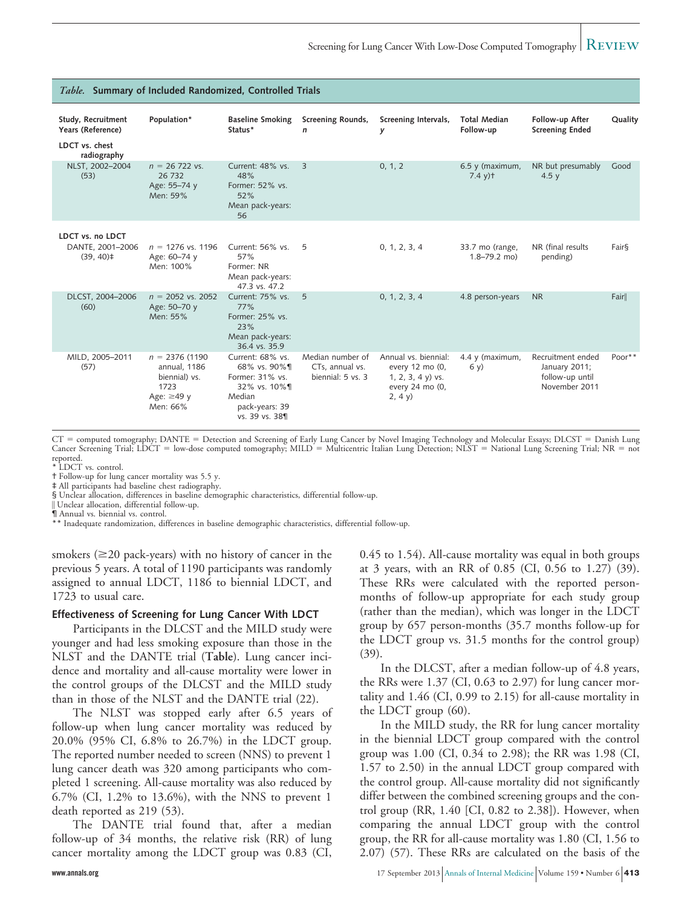*Table.* **Summary of Included Randomized, Controlled Trials**

| Study, Recruitment Years (Reference) | Population* | Baseline Smoking Status* | Screening Rounds, *n* | Screening Intervals, *y* | Total Median Follow-up | Follow-up After Screening Ended | Quality |
|---|---|---|---|---|---|---|---|
| **LDCT vs. chest radiography** | | | | | | | |
| NLST, 2002–2004 (53) | n = 26 722 vs. 26 732<br>Age: 55–74 y<br>Men: 59% | Current: 48% vs. 48%<br>Former: 52% vs. 52%<br>Mean pack-years: 56 | 3 | 0, 1, 2 | 6.5 y (maximum, 7.4 y)† | NR but presumably 4.5 y | Good |
| **LDCT vs. no LDCT** | | | | | | | |
| DANTE, 2001–2006 (39, 40)‡ | n = 1276 vs. 1196<br>Age: 60–74 y<br>Men: 100% | Current: 56% vs. 57%<br>Former: NR<br>Mean pack-years: 47.3 vs. 47.2 | 5 | 0, 1, 2, 3, 4 | 33.7 mo (range, 1.8–79.2 mo) | NR (final results pending) | Fair§ |
| DLCST, 2004–2006 (60) | n = 2052 vs. 2052<br>Age: 50–70 y<br>Men: 55% | Current: 75% vs. 77%<br>Former: 25% vs. 23%<br>Mean pack-years: 36.4 vs. 35.9 | 5 | 0, 1, 2, 3, 4 | 4.8 person-years | NR | Fair‖ |
| MILD, 2005–2011 (57) | n = 2376 (1190 annual, 1186 biennial) vs. 1723<br>Age: ≥49 y<br>Men: 66% | Current: 68% vs. 68% vs. 90%¶<br>Former: 31% vs. 32% vs. 10%¶<br>Median pack-years: 39 vs. 39 vs. 38¶ | Median number of CTs, annual vs. biennial: 5 vs. 3 | Annual vs. biennial: every 12 mo (0, 1, 2, 3, 4 y) vs. every 24 mo (0, 2, 4 y) | 4.4 y (maximum, 6 y) | Recruitment ended January 2011; follow-up until November 2011 | Poor** |

CT = computed tomography; DANTE = Detection and Screening of Early Lung Cancer by Novel Imaging Technology and Molecular Essays; DLCST = Danish Lung Cancer Screening Trial; LDCT = low-dose computed tomography; MILD = Multicentric Italian Lung Detection; NLST = National Lung Screening Trial; NR = not reported.
\* LDCT vs. control.
† Follow-up for lung cancer mortality was 5.5 y.
‡ All participants had baseline chest radiography.
§ Unclear allocation, differences in baseline demographic characteristics, differential follow-up.
‖ Unclear allocation, differential follow-up.
¶ Annual vs. biennial vs. control.
** Inadequate randomization, differences in baseline demographic characteristics, differential follow-up.

smokers (≥20 pack-years) with no history of cancer in the previous 5 years. A total of 1190 participants was randomly assigned to annual LDCT, 1186 to biennial LDCT, and 1723 to usual care.

### Effectiveness of Screening for Lung Cancer With LDCT

Participants in the DLCST and the MILD study were younger and had less smoking exposure than those in the NLST and the DANTE trial (**Table**). Lung cancer incidence and mortality and all-cause mortality were lower in the control groups of the DLCST and the MILD study than in those of the NLST and the DANTE trial (22).

The NLST was stopped early after 6.5 years of follow-up when lung cancer mortality was reduced by 20.0% (95% CI, 6.8% to 26.7%) in the LDCT group. The reported number needed to screen (NNS) to prevent 1 lung cancer death was 320 among participants who completed 1 screening. All-cause mortality was also reduced by 6.7% (CI, 1.2% to 13.6%), with the NNS to prevent 1 death reported as 219 (53).

The DANTE trial found that, after a median follow-up of 34 months, the relative risk (RR) of lung cancer mortality among the LDCT group was 0.83 (CI, 0.45 to 1.54). All-cause mortality was equal in both groups at 3 years, with an RR of 0.85 (CI, 0.56 to 1.27) (39). These RRs were calculated with the reported person-months of follow-up appropriate for each study group (rather than the median), which was longer in the LDCT group by 657 person-months (35.7 months follow-up for the LDCT group vs. 31.5 months for the control group) (39).

In the DLCST, after a median follow-up of 4.8 years, the RRs were 1.37 (CI, 0.63 to 2.97) for lung cancer mortality and 1.46 (CI, 0.99 to 2.15) for all-cause mortality in the LDCT group (60).

In the MILD study, the RR for lung cancer mortality in the biennial LDCT group compared with the control group was 1.00 (CI, 0.34 to 2.98); the RR was 1.98 (CI, 1.57 to 2.50) in the annual LDCT group compared with the control group. All-cause mortality did not significantly differ between the combined screening groups and the control group (RR, 1.40 [CI, 0.82 to 2.38]). However, when comparing the annual LDCT group with the control group, the RR for all-cause mortality was 1.80 (CI, 1.56 to 2.07) (57). These RRs are calculated on the basis of the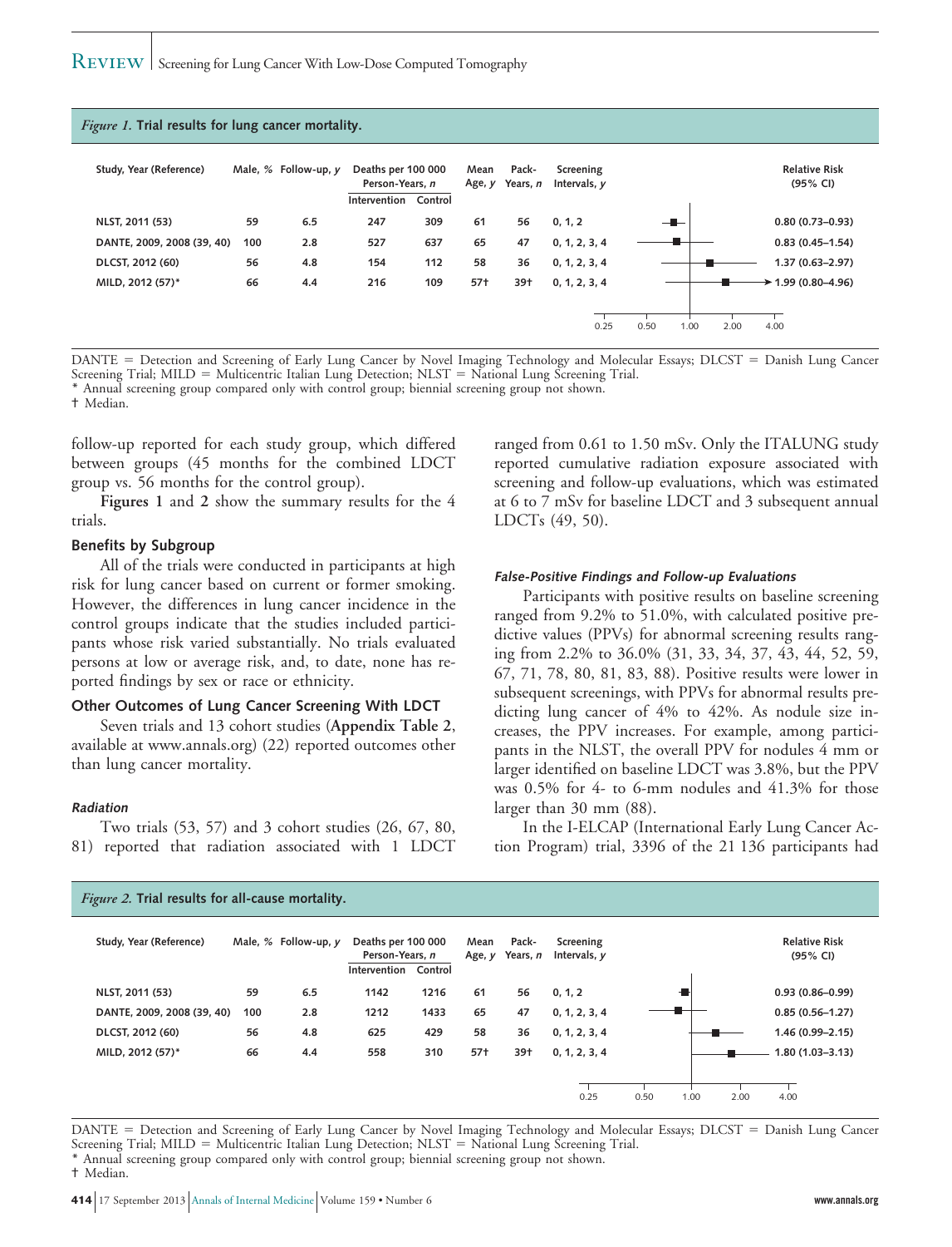*Figure 1.* **Trial results for lung cancer mortality.**

| Study, Year (Reference) | Male, % | Follow-up, y | Deaths per 100 000 Person-Years, n | | Mean Age, y | Pack-Years, n | Screening Intervals, y | Relative Risk (95% CI) |
|---|---|---|---|---|---|---|---|---|
| | | | Intervention | Control | | | | |
| NLST, 2011 (53) | 59 | 6.5 | 247 | 309 | 61 | 56 | 0, 1, 2 | 0.80 (0.73–0.93) |
| DANTE, 2009, 2008 (39, 40) | 100 | 2.8 | 527 | 637 | 65 | 47 | 0, 1, 2, 3, 4 | 0.83 (0.45–1.54) |
| DLCST, 2012 (60) | 56 | 4.8 | 154 | 112 | 58 | 36 | 0, 1, 2, 3, 4 | 1.37 (0.63–2.97) |
| MILD, 2012 (57)* | 66 | 4.4 | 216 | 109 | 57† | 39† | 0, 1, 2, 3, 4 | 1.99 (0.80–4.96) |

DANTE = Detection and Screening of Early Lung Cancer by Novel Imaging Technology and Molecular Essays; DLCST = Danish Lung Cancer Screening Trial; MILD = Multicentric Italian Lung Detection; NLST = National Lung Screening Trial.
* Annual screening group compared only with control group; biennial screening group not shown.
† Median.

follow-up reported for each study group, which differed between groups (45 months for the combined LDCT group vs. 56 months for the control group).

**Figures 1** and **2** show the summary results for the 4 trials.

### Benefits by Subgroup

All of the trials were conducted in participants at high risk for lung cancer based on current or former smoking. However, the differences in lung cancer incidence in the control groups indicate that the studies included participants whose risk varied substantially. No trials evaluated persons at low or average risk, and, to date, none has reported findings by sex or race or ethnicity.

### Other Outcomes of Lung Cancer Screening With LDCT

Seven trials and 13 cohort studies (**Appendix Table 2**, available at www.annals.org) (22) reported outcomes other than lung cancer mortality.

#### *Radiation*

Two trials (53, 57) and 3 cohort studies (26, 67, 80, 81) reported that radiation associated with 1 LDCT ranged from 0.61 to 1.50 mSv. Only the ITALUNG study reported cumulative radiation exposure associated with screening and follow-up evaluations, which was estimated at 6 to 7 mSv for baseline LDCT and 3 subsequent annual LDCTs (49, 50).

#### *False-Positive Findings and Follow-up Evaluations*

Participants with positive results on baseline screening ranged from 9.2% to 51.0%, with calculated positive predictive values (PPVs) for abnormal screening results ranging from 2.2% to 36.0% (31, 33, 34, 37, 43, 44, 52, 59, 67, 71, 78, 80, 81, 83, 88). Positive results were lower in subsequent screenings, with PPVs for abnormal results predicting lung cancer of 4% to 42%. As nodule size increases, the PPV increases. For example, among participants in the NLST, the overall PPV for nodules 4 mm or larger identified on baseline LDCT was 3.8%, but the PPV was 0.5% for 4- to 6-mm nodules and 41.3% for those larger than 30 mm (88).

In the I-ELCAP (International Early Lung Cancer Action Program) trial, 3396 of the 21 136 participants had

*Figure 2.* **Trial results for all-cause mortality.**

| Study, Year (Reference) | Male, % | Follow-up, y | Deaths per 100 000 Person-Years, n | | Mean Age, y | Pack-Years, n | Screening Intervals, y | Relative Risk (95% CI) |
|---|---|---|---|---|---|---|---|---|
| | | | Intervention | Control | | | | |
| NLST, 2011 (53) | 59 | 6.5 | 1142 | 1216 | 61 | 56 | 0, 1, 2 | 0.93 (0.86–0.99) |
| DANTE, 2009, 2008 (39, 40) | 100 | 2.8 | 1212 | 1433 | 65 | 47 | 0, 1, 2, 3, 4 | 0.85 (0.56–1.27) |
| DLCST, 2012 (60) | 56 | 4.8 | 625 | 429 | 58 | 36 | 0, 1, 2, 3, 4 | 1.46 (0.99–2.15) |
| MILD, 2012 (57)* | 66 | 4.4 | 558 | 310 | 57† | 39† | 0, 1, 2, 3, 4 | 1.80 (1.03–3.13) |

DANTE = Detection and Screening of Early Lung Cancer by Novel Imaging Technology and Molecular Essays; DLCST = Danish Lung Cancer Screening Trial; MILD = Multicentric Italian Lung Detection; NLST = National Lung Screening Trial.
* Annual screening group compared only with control group; biennial screening group not shown.
† Median.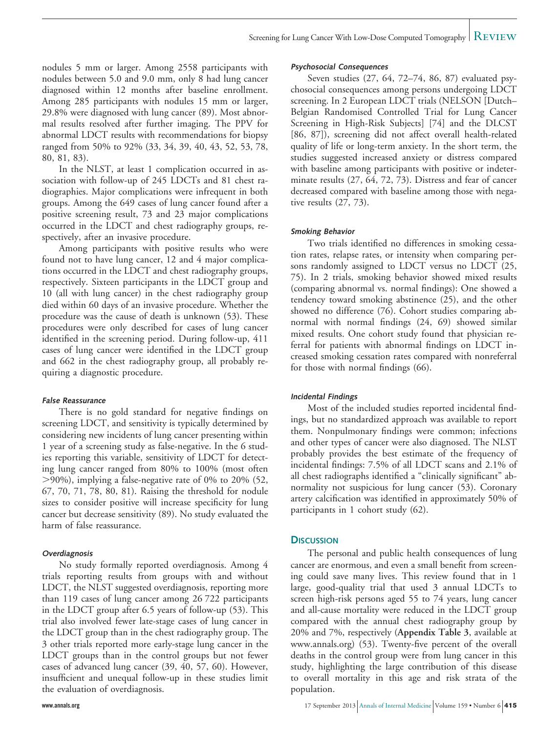nodules 5 mm or larger. Among 2558 participants with nodules between 5.0 and 9.0 mm, only 8 had lung cancer diagnosed within 12 months after baseline enrollment. Among 285 participants with nodules 15 mm or larger, 29.8% were diagnosed with lung cancer (89). Most abnormal results resolved after further imaging. The PPV for abnormal LDCT results with recommendations for biopsy ranged from 50% to 92% (33, 34, 39, 40, 43, 52, 53, 78, 80, 81, 83).

In the NLST, at least 1 complication occurred in association with follow-up of 245 LDCTs and 81 chest radiographies. Major complications were infrequent in both groups. Among the 649 cases of lung cancer found after a positive screening result, 73 and 23 major complications occurred in the LDCT and chest radiography groups, respectively, after an invasive procedure.

Among participants with positive results who were found not to have lung cancer, 12 and 4 major complications occurred in the LDCT and chest radiography groups, respectively. Sixteen participants in the LDCT group and 10 (all with lung cancer) in the chest radiography group died within 60 days of an invasive procedure. Whether the procedure was the cause of death is unknown (53). These procedures were only described for cases of lung cancer identified in the screening period. During follow-up, 411 cases of lung cancer were identified in the LDCT group and 662 in the chest radiography group, all probably requiring a diagnostic procedure.

#### *False Reassurance*

There is no gold standard for negative findings on screening LDCT, and sensitivity is typically determined by considering new incidents of lung cancer presenting within 1 year of a screening study as false-negative. In the 6 studies reporting this variable, sensitivity of LDCT for detecting lung cancer ranged from 80% to 100% (most often >90%), implying a false-negative rate of 0% to 20% (52, 67, 70, 71, 78, 80, 81). Raising the threshold for nodule sizes to consider positive will increase specificity for lung cancer but decrease sensitivity (89). No study evaluated the harm of false reassurance.

#### *Overdiagnosis*

No study formally reported overdiagnosis. Among 4 trials reporting results from groups with and without LDCT, the NLST suggested overdiagnosis, reporting more than 119 cases of lung cancer among 26 722 participants in the LDCT group after 6.5 years of follow-up (53). This trial also involved fewer late-stage cases of lung cancer in the LDCT group than in the chest radiography group. The 3 other trials reported more early-stage lung cancer in the LDCT groups than in the control groups but not fewer cases of advanced lung cancer (39, 40, 57, 60). However, insufficient and unequal follow-up in these studies limit the evaluation of overdiagnosis.

#### *Psychosocial Consequences*

Seven studies (27, 64, 72–74, 86, 87) evaluated psychosocial consequences among persons undergoing LDCT screening. In 2 European LDCT trials (NELSON [Dutch–Belgian Randomised Controlled Trial for Lung Cancer Screening in High-Risk Subjects] [74] and the DLCST [86, 87]), screening did not affect overall health-related quality of life or long-term anxiety. In the short term, the studies suggested increased anxiety or distress compared with baseline among participants with positive or indeterminate results (27, 64, 72, 73). Distress and fear of cancer decreased compared with baseline among those with negative results (27, 73).

#### *Smoking Behavior*

Two trials identified no differences in smoking cessation rates, relapse rates, or intensity when comparing persons randomly assigned to LDCT versus no LDCT (25, 75). In 2 trials, smoking behavior showed mixed results (comparing abnormal vs. normal findings): One showed a tendency toward smoking abstinence (25), and the other showed no difference (76). Cohort studies comparing abnormal with normal findings (24, 69) showed similar mixed results. One cohort study found that physician referral for patients with abnormal findings on LDCT increased smoking cessation rates compared with nonreferral for those with normal findings (66).

#### *Incidental Findings*

Most of the included studies reported incidental findings, but no standardized approach was available to report them. Nonpulmonary findings were common; infections and other types of cancer were also diagnosed. The NLST probably provides the best estimate of the frequency of incidental findings: 7.5% of all LDCT scans and 2.1% of all chest radiographs identified a "clinically significant" abnormality not suspicious for lung cancer (53). Coronary artery calcification was identified in approximately 50% of participants in 1 cohort study (62).

## Discussion

The personal and public health consequences of lung cancer are enormous, and even a small benefit from screening could save many lives. This review found that in 1 large, good-quality trial that used 3 annual LDCTs to screen high-risk persons aged 55 to 74 years, lung cancer and all-cause mortality were reduced in the LDCT group compared with the annual chest radiography group by 20% and 7%, respectively (**Appendix Table 3**, available at www.annals.org) (53). Twenty-five percent of the overall deaths in the control group were from lung cancer in this study, highlighting the large contribution of this disease to overall mortality in this age and risk strata of the population.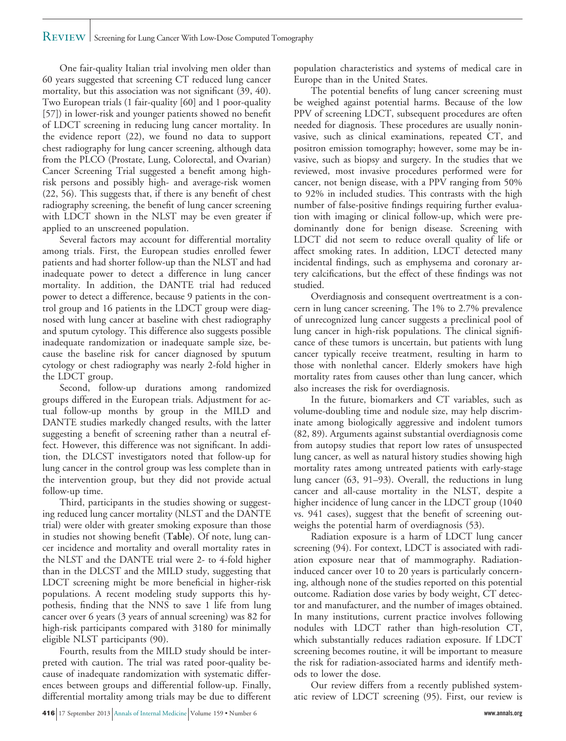One fair-quality Italian trial involving men older than 60 years suggested that screening CT reduced lung cancer mortality, but this association was not significant (39, 40). Two European trials (1 fair-quality [60] and 1 poor-quality [57]) in lower-risk and younger patients showed no benefit of LDCT screening in reducing lung cancer mortality. In the evidence report (22), we found no data to support chest radiography for lung cancer screening, although data from the PLCO (Prostate, Lung, Colorectal, and Ovarian) Cancer Screening Trial suggested a benefit among high-risk persons and possibly high- and average-risk women (22, 56). This suggests that, if there is any benefit of chest radiography screening, the benefit of lung cancer screening with LDCT shown in the NLST may be even greater if applied to an unscreened population.

Several factors may account for differential mortality among trials. First, the European studies enrolled fewer patients and had shorter follow-up than the NLST and had inadequate power to detect a difference in lung cancer mortality. In addition, the DANTE trial had reduced power to detect a difference, because 9 patients in the control group and 16 patients in the LDCT group were diagnosed with lung cancer at baseline with chest radiography and sputum cytology. This difference also suggests possible inadequate randomization or inadequate sample size, because the baseline risk for cancer diagnosed by sputum cytology or chest radiography was nearly 2-fold higher in the LDCT group.

Second, follow-up durations among randomized groups differed in the European trials. Adjustment for actual follow-up months by group in the MILD and DANTE studies markedly changed results, with the latter suggesting a benefit of screening rather than a neutral effect. However, this difference was not significant. In addition, the DLCST investigators noted that follow-up for lung cancer in the control group was less complete than in the intervention group, but they did not provide actual follow-up time.

Third, participants in the studies showing or suggesting reduced lung cancer mortality (NLST and the DANTE trial) were older with greater smoking exposure than those in studies not showing benefit (**Table**). Of note, lung cancer incidence and mortality and overall mortality rates in the NLST and the DANTE trial were 2- to 4-fold higher than in the DLCST and the MILD study, suggesting that LDCT screening might be more beneficial in higher-risk populations. A recent modeling study supports this hypothesis, finding that the NNS to save 1 life from lung cancer over 6 years (3 years of annual screening) was 82 for high-risk participants compared with 3180 for minimally eligible NLST participants (90).

Fourth, results from the MILD study should be interpreted with caution. The trial was rated poor-quality because of inadequate randomization with systematic differences between groups and differential follow-up. Finally, differential mortality among trials may be due to different population characteristics and systems of medical care in Europe than in the United States.

The potential benefits of lung cancer screening must be weighed against potential harms. Because of the low PPV of screening LDCT, subsequent procedures are often needed for diagnosis. These procedures are usually noninvasive, such as clinical examinations, repeated CT, and positron emission tomography; however, some may be invasive, such as biopsy and surgery. In the studies that we reviewed, most invasive procedures performed were for cancer, not benign disease, with a PPV ranging from 50% to 92% in included studies. This contrasts with the high number of false-positive findings requiring further evaluation with imaging or clinical follow-up, which were predominantly done for benign disease. Screening with LDCT did not seem to reduce overall quality of life or affect smoking rates. In addition, LDCT detected many incidental findings, such as emphysema and coronary artery calcifications, but the effect of these findings was not studied.

Overdiagnosis and consequent overtreatment is a concern in lung cancer screening. The 1% to 2.7% prevalence of unrecognized lung cancer suggests a preclinical pool of lung cancer in high-risk populations. The clinical significance of these tumors is uncertain, but patients with lung cancer typically receive treatment, resulting in harm to those with nonlethal cancer. Elderly smokers have high mortality rates from causes other than lung cancer, which also increases the risk for overdiagnosis.

In the future, biomarkers and CT variables, such as volume-doubling time and nodule size, may help discriminate among biologically aggressive and indolent tumors (82, 89). Arguments against substantial overdiagnosis come from autopsy studies that report low rates of unsuspected lung cancer, as well as natural history studies showing high mortality rates among untreated patients with early-stage lung cancer (63, 91–93). Overall, the reductions in lung cancer and all-cause mortality in the NLST, despite a higher incidence of lung cancer in the LDCT group (1040 vs. 941 cases), suggest that the benefit of screening outweighs the potential harm of overdiagnosis (53).

Radiation exposure is a harm of LDCT lung cancer screening (94). For context, LDCT is associated with radiation exposure near that of mammography. Radiation-induced cancer over 10 to 20 years is particularly concerning, although none of the studies reported on this potential outcome. Radiation dose varies by body weight, CT detector and manufacturer, and the number of images obtained. In many institutions, current practice involves following nodules with LDCT rather than high-resolution CT, which substantially reduces radiation exposure. If LDCT screening becomes routine, it will be important to measure the risk for radiation-associated harms and identify methods to lower the dose.

Our review differs from a recently published systematic review of LDCT screening (95). First, our review is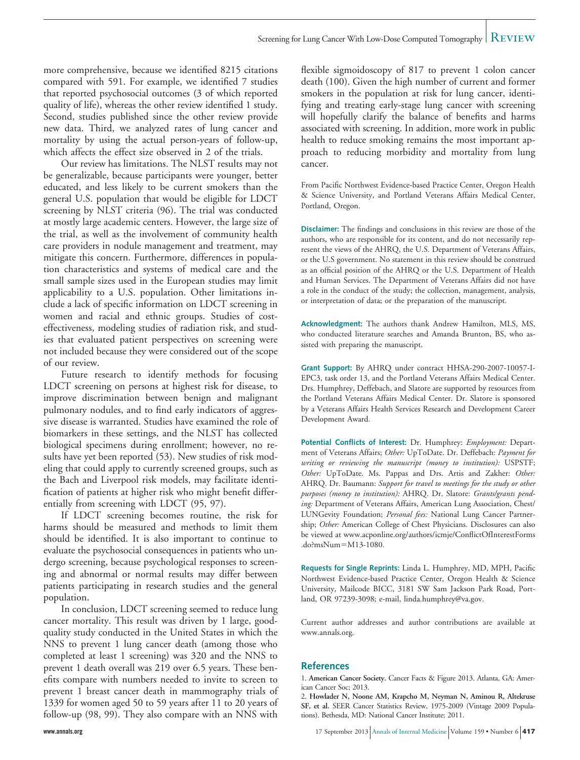more comprehensive, because we identified 8215 citations compared with 591. For example, we identified 7 studies that reported psychosocial outcomes (3 of which reported quality of life), whereas the other review identified 1 study. Second, studies published since the other review provide new data. Third, we analyzed rates of lung cancer and mortality by using the actual person-years of follow-up, which affects the effect size observed in 2 of the trials.

Our review has limitations. The NLST results may not be generalizable, because participants were younger, better educated, and less likely to be current smokers than the general U.S. population that would be eligible for LDCT screening by NLST criteria (96). The trial was conducted at mostly large academic centers. However, the large size of the trial, as well as the involvement of community health care providers in nodule management and treatment, may mitigate this concern. Furthermore, differences in population characteristics and systems of medical care and the small sample sizes used in the European studies may limit applicability to a U.S. population. Other limitations include a lack of specific information on LDCT screening in women and racial and ethnic groups. Studies of cost-effectiveness, modeling studies of radiation risk, and studies that evaluated patient perspectives on screening were not included because they were considered out of the scope of our review.

Future research to identify methods for focusing LDCT screening on persons at highest risk for disease, to improve discrimination between benign and malignant pulmonary nodules, and to find early indicators of aggressive disease is warranted. Studies have examined the role of biomarkers in these settings, and the NLST has collected biological specimens during enrollment; however, no results have yet been reported (53). New studies of risk modeling that could apply to currently screened groups, such as the Bach and Liverpool risk models, may facilitate identification of patients at higher risk who might benefit differentially from screening with LDCT (95, 97).

If LDCT screening becomes routine, the risk for harms should be measured and methods to limit them should be identified. It is also important to continue to evaluate the psychosocial consequences in patients who undergo screening, because psychological responses to screening and abnormal or normal results may differ between patients participating in research studies and the general population.

In conclusion, LDCT screening seemed to reduce lung cancer mortality. This result was driven by 1 large, good-quality study conducted in the United States in which the NNS to prevent 1 lung cancer death (among those who completed at least 1 screening) was 320 and the NNS to prevent 1 death overall was 219 over 6.5 years. These benefits compare with numbers needed to invite to screen to prevent 1 breast cancer death in mammography trials of 1339 for women aged 50 to 59 years after 11 to 20 years of follow-up (98, 99). They also compare with an NNS with flexible sigmoidoscopy of 817 to prevent 1 colon cancer death (100). Given the high number of current and former smokers in the population at risk for lung cancer, identifying and treating early-stage lung cancer with screening will hopefully clarify the balance of benefits and harms associated with screening. In addition, more work in public health to reduce smoking remains the most important approach to reducing morbidity and mortality from lung cancer.

From Pacific Northwest Evidence-based Practice Center, Oregon Health & Science University, and Portland Veterans Affairs Medical Center, Portland, Oregon.

**Disclaimer:** The findings and conclusions in this review are those of the authors, who are responsible for its content, and do not necessarily represent the views of the AHRQ, the U.S. Department of Veterans Affairs, or the U.S government. No statement in this review should be construed as an official position of the AHRQ or the U.S. Department of Health and Human Services. The Department of Veterans Affairs did not have a role in the conduct of the study; the collection, management, analysis, or interpretation of data; or the preparation of the manuscript.

**Acknowledgment:** The authors thank Andrew Hamilton, MLS, MS, who conducted literature searches and Amanda Brunton, BS, who assisted with preparing the manuscript.

**Grant Support:** By AHRQ under contract HHSA-290-2007-10057-I-EPC3, task order 13, and the Portland Veterans Affairs Medical Center. Drs. Humphrey, Deffebach, and Slatore are supported by resources from the Portland Veterans Affairs Medical Center. Dr. Slatore is sponsored by a Veterans Affairs Health Services Research and Development Career Development Award.

**Potential Conflicts of Interest:** Dr. Humphrey: *Employment:* Department of Veterans Affairs; *Other:* UpToDate. Dr. Deffebach: *Payment for writing or reviewing the manuscript (money to institution):* USPSTF; *Other:* UpToDate. Ms. Pappas and Drs. Artis and Zakher: *Other:* AHRQ. Dr. Baumann: *Support for travel to meetings for the study or other purposes (money to institution):* AHRQ. Dr. Slatore: *Grants/grants pending:* Department of Veterans Affairs, American Lung Association, Chest/LUNGevity Foundation; *Personal fees:* National Lung Cancer Partnership; *Other:* American College of Chest Physicians. Disclosures can also be viewed at www.acponline.org/authors/icmje/ConflictOfInterestForms.do?msNum=M13-1080.

**Requests for Single Reprints:** Linda L. Humphrey, MD, MPH, Pacific Northwest Evidence-based Practice Center, Oregon Health & Science University, Mailcode BICC, 3181 SW Sam Jackson Park Road, Portland, OR 97239-3098; e-mail, linda.humphrey@va.gov.

Current author addresses and author contributions are available at www.annals.org.

## References

1. **American Cancer Society.** Cancer Facts & Figure 2013. Atlanta, GA: American Cancer Soc; 2013.
2. **Howlader N, Noone AM, Krapcho M, Neyman N, Aminou R, Altekruse SF, et al.** SEER Cancer Statistics Review, 1975-2009 (Vintage 2009 Populations). Bethesda, MD: National Cancer Institute; 2011.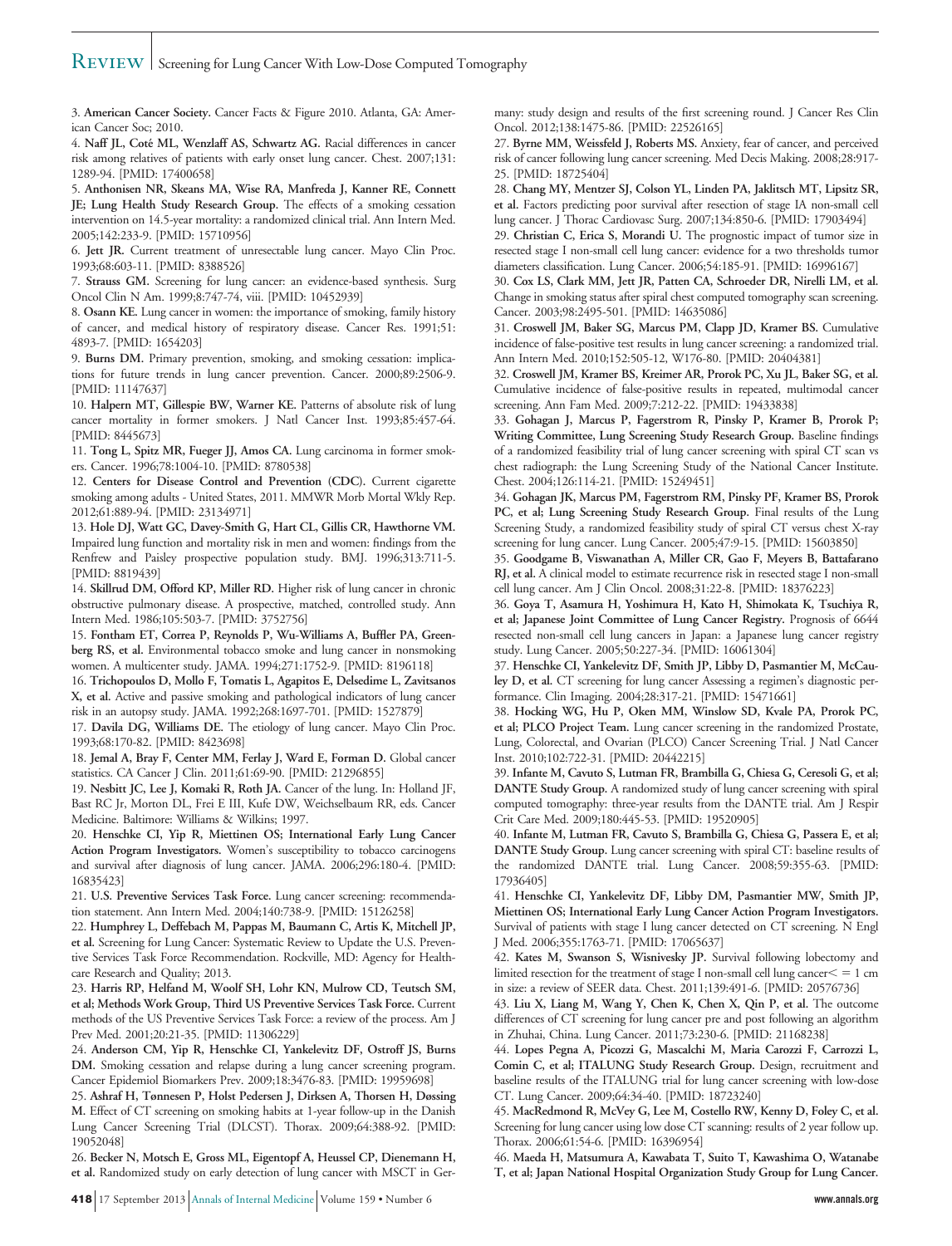3. **American Cancer Society.** Cancer Facts & Figure 2010. Atlanta, GA: American Cancer Soc; 2010.

4. **Naff JL, Coté ML, Wenzlaff AS, Schwartz AG.** Racial differences in cancer risk among relatives of patients with early onset lung cancer. Chest. 2007;131:1289-94. [PMID: 17400658]

5. **Anthonisen NR, Skeans MA, Wise RA, Manfreda J, Kanner RE, Connett JE; Lung Health Study Research Group.** The effects of a smoking cessation intervention on 14.5-year mortality: a randomized clinical trial. Ann Intern Med. 2005;142:233-9. [PMID: 15710956]

6. **Jett JR.** Current treatment of unresectable lung cancer. Mayo Clin Proc. 1993;68:603-11. [PMID: 8388526]

7. **Strauss GM.** Screening for lung cancer: an evidence-based synthesis. Surg Oncol Clin N Am. 1999;8:747-74, viii. [PMID: 10452939]

8. **Osann KE.** Lung cancer in women: the importance of smoking, family history of cancer, and medical history of respiratory disease. Cancer Res. 1991;51:4893-7. [PMID: 1654203]

9. **Burns DM.** Primary prevention, smoking, and smoking cessation: implications for future trends in lung cancer prevention. Cancer. 2000;89:2506-9. [PMID: 11147637]

10. **Halpern MT, Gillespie BW, Warner KE.** Patterns of absolute risk of lung cancer mortality in former smokers. J Natl Cancer Inst. 1993;85:457-64. [PMID: 8445673]

11. **Tong L, Spitz MR, Fueger JJ, Amos CA.** Lung carcinoma in former smokers. Cancer. 1996;78:1004-10. [PMID: 8780538]

12. **Centers for Disease Control and Prevention (CDC).** Current cigarette smoking among adults - United States, 2011. MMWR Morb Mortal Wkly Rep. 2012;61:889-94. [PMID: 23134971]

13. **Hole DJ, Watt GC, Davey-Smith G, Hart CL, Gillis CR, Hawthorne VM.** Impaired lung function and mortality risk in men and women: findings from the Renfrew and Paisley prospective population study. BMJ. 1996;313:711-5. [PMID: 8819439]

14. **Skillrud DM, Offord KP, Miller RD.** Higher risk of lung cancer in chronic obstructive pulmonary disease. A prospective, matched, controlled study. Ann Intern Med. 1986;105:503-7. [PMID: 3752756]

15. **Fontham ET, Correa P, Reynolds P, Wu-Williams A, Buffler PA, Greenberg RS, et al.** Environmental tobacco smoke and lung cancer in nonsmoking women. A multicenter study. JAMA. 1994;271:1752-9. [PMID: 8196118]

16. **Trichopoulos D, Mollo F, Tomatis L, Agapitos E, Delsedime L, Zavitsanos X, et al.** Active and passive smoking and pathological indicators of lung cancer risk in an autopsy study. JAMA. 1992;268:1697-701. [PMID: 1527879]

17. **Davila DG, Williams DE.** The etiology of lung cancer. Mayo Clin Proc. 1993;68:170-82. [PMID: 8423698]

18. **Jemal A, Bray F, Center MM, Ferlay J, Ward E, Forman D.** Global cancer statistics. CA Cancer J Clin. 2011;61:69-90. [PMID: 21296855]

19. **Nesbitt JC, Lee J, Komaki R, Roth JA.** Cancer of the lung. In: Holland JF, Bast RC Jr, Morton DL, Frei E III, Kufe DW, Weichselbaum RR, eds. Cancer Medicine. Baltimore: Williams & Wilkins; 1997.

20. **Henschke CI, Yip R, Miettinen OS; International Early Lung Cancer Action Program Investigators.** Women's susceptibility to tobacco carcinogens and survival after diagnosis of lung cancer. JAMA. 2006;296:180-4. [PMID: 16835423]

21. **U.S. Preventive Services Task Force.** Lung cancer screening: recommendation statement. Ann Intern Med. 2004;140:738-9. [PMID: 15126258]

22. **Humphrey L, Deffebach M, Pappas M, Baumann C, Artis K, Mitchell JP, et al.** Screening for Lung Cancer: Systematic Review to Update the U.S. Preventive Services Task Force Recommendation. Rockville, MD: Agency for Healthcare Research and Quality; 2013.

23. **Harris RP, Helfand M, Woolf SH, Lohr KN, Mulrow CD, Teutsch SM, et al; Methods Work Group, Third US Preventive Services Task Force.** Current methods of the US Preventive Services Task Force: a review of the process. Am J Prev Med. 2001;20:21-35. [PMID: 11306229]

24. **Anderson CM, Yip R, Henschke CI, Yankelevitz DF, Ostroff JS, Burns DM.** Smoking cessation and relapse during a lung cancer screening program. Cancer Epidemiol Biomarkers Prev. 2009;18:3476-83. [PMID: 19959698]

25. **Ashraf H, Tønnesen P, Holst Pedersen J, Dirksen A, Thorsen H, Døssing M.** Effect of CT screening on smoking habits at 1-year follow-up in the Danish Lung Cancer Screening Trial (DLCST). Thorax. 2009;64:388-92. [PMID: 19052048]

26. **Becker N, Motsch E, Gross ML, Eigentopf A, Heussel CP, Dienemann H, et al.** Randomized study on early detection of lung cancer with MSCT in Germany: study design and results of the first screening round. J Cancer Res Clin Oncol. 2012;138:1475-86. [PMID: 22526165]

27. **Byrne MM, Weissfeld J, Roberts MS.** Anxiety, fear of cancer, and perceived risk of cancer following lung cancer screening. Med Decis Making. 2008;28:917-25. [PMID: 18725404]

28. **Chang MY, Mentzer SJ, Colson YL, Linden PA, Jaklitsch MT, Lipsitz SR, et al.** Factors predicting poor survival after resection of stage IA non-small cell lung cancer. J Thorac Cardiovasc Surg. 2007;134:850-6. [PMID: 17903494]

29. **Christian C, Erica S, Morandi U.** The prognostic impact of tumor size in resected stage I non-small cell lung cancer: evidence for a two thresholds tumor diameters classification. Lung Cancer. 2006;54:185-91. [PMID: 16996167]

30. **Cox LS, Clark MM, Jett JR, Patten CA, Schroeder DR, Nirelli LM, et al.** Change in smoking status after spiral chest computed tomography scan screening. Cancer. 2003;98:2495-501. [PMID: 14635086]

31. **Croswell JM, Baker SG, Marcus PM, Clapp JD, Kramer BS.** Cumulative incidence of false-positive test results in lung cancer screening: a randomized trial. Ann Intern Med. 2010;152:505-12, W176-80. [PMID: 20404381]

32. **Croswell JM, Kramer BS, Kreimer AR, Prorok PC, Xu JL, Baker SG, et al.** Cumulative incidence of false-positive results in repeated, multimodal cancer screening. Ann Fam Med. 2009;7:212-22. [PMID: 19433838]

33. **Gohagan J, Marcus P, Fagerstrom R, Pinsky P, Kramer B, Prorok P; Writing Committee, Lung Screening Study Research Group.** Baseline findings of a randomized feasibility trial of lung cancer screening with spiral CT scan vs chest radiograph: the Lung Screening Study of the National Cancer Institute. Chest. 2004;126:114-21. [PMID: 15249451]

34. **Gohagan JK, Marcus PM, Fagerstrom RM, Pinsky PF, Kramer BS, Prorok PC, et al; Lung Screening Study Research Group.** Final results of the Lung Screening Study, a randomized feasibility study of spiral CT versus chest X-ray screening for lung cancer. Lung Cancer. 2005;47:9-15. [PMID: 15603850]

35. **Goodgame B, Viswanathan A, Miller CR, Gao F, Meyers B, Battafarano RJ, et al.** A clinical model to estimate recurrence risk in resected stage I non-small cell lung cancer. Am J Clin Oncol. 2008;31:22-8. [PMID: 18376223]

36. **Goya T, Asamura H, Yoshimura H, Kato H, Shimokata K, Tsuchiya R, et al; Japanese Joint Committee of Lung Cancer Registry.** Prognosis of 6644 resected non-small cell lung cancers in Japan: a Japanese lung cancer registry study. Lung Cancer. 2005;50:227-34. [PMID: 16061304]

37. **Henschke CI, Yankelevitz DF, Smith JP, Libby D, Pasmantier M, McCauley D, et al.** CT screening for lung cancer Assessing a regimen's diagnostic performance. Clin Imaging. 2004;28:317-21. [PMID: 15471661]

38. **Hocking WG, Hu P, Oken MM, Winslow SD, Kvale PA, Prorok PC, et al; PLCO Project Team.** Lung cancer screening in the randomized Prostate, Lung, Colorectal, and Ovarian (PLCO) Cancer Screening Trial. J Natl Cancer Inst. 2010;102:722-31. [PMID: 20442215]

39. **Infante M, Cavuto S, Lutman FR, Brambilla G, Chiesa G, Ceresoli G, et al; DANTE Study Group.** A randomized study of lung cancer screening with spiral computed tomography: three-year results from the DANTE trial. Am J Respir Crit Care Med. 2009;180:445-53. [PMID: 19520905]

40. **Infante M, Lutman FR, Cavuto S, Brambilla G, Chiesa G, Passera E, et al; DANTE Study Group.** Lung cancer screening with spiral CT: baseline results of the randomized DANTE trial. Lung Cancer. 2008;59:355-63. [PMID: 17936405]

41. **Henschke CI, Yankelevitz DF, Libby DM, Pasmantier MW, Smith JP, Miettinen OS; International Early Lung Cancer Action Program Investigators.** Survival of patients with stage I lung cancer detected on CT screening. N Engl J Med. 2006;355:1763-71. [PMID: 17065637]

42. **Kates M, Swanson S, Wisnivesky JP.** Survival following lobectomy and limited resection for the treatment of stage I non-small cell lung cancer$\leq$ = 1 cm in size: a review of SEER data. Chest. 2011;139:491-6. [PMID: 20576736]

43. **Liu X, Liang M, Wang Y, Chen K, Chen X, Qin P, et al.** The outcome differences of CT screening for lung cancer pre and post following an algorithm in Zhuhai, China. Lung Cancer. 2011;73:230-6. [PMID: 21168238]

44. **Lopes Pegna A, Picozzi G, Mascalchi M, Maria Carozzi F, Carrozzi L, Comin C, et al; ITALUNG Study Research Group.** Design, recruitment and baseline results of the ITALUNG trial for lung cancer screening with low-dose CT. Lung Cancer. 2009;64:34-40. [PMID: 18723240]

45. **MacRedmond R, McVey G, Lee M, Costello RW, Kenny D, Foley C, et al.** Screening for lung cancer using low dose CT scanning: results of 2 year follow up. Thorax. 2006;61:54-6. [PMID: 16396954]

46. **Maeda H, Matsumura A, Kawabata T, Suito T, Kawashima O, Watanabe T, et al; Japan National Hospital Organization Study Group for Lung Cancer.**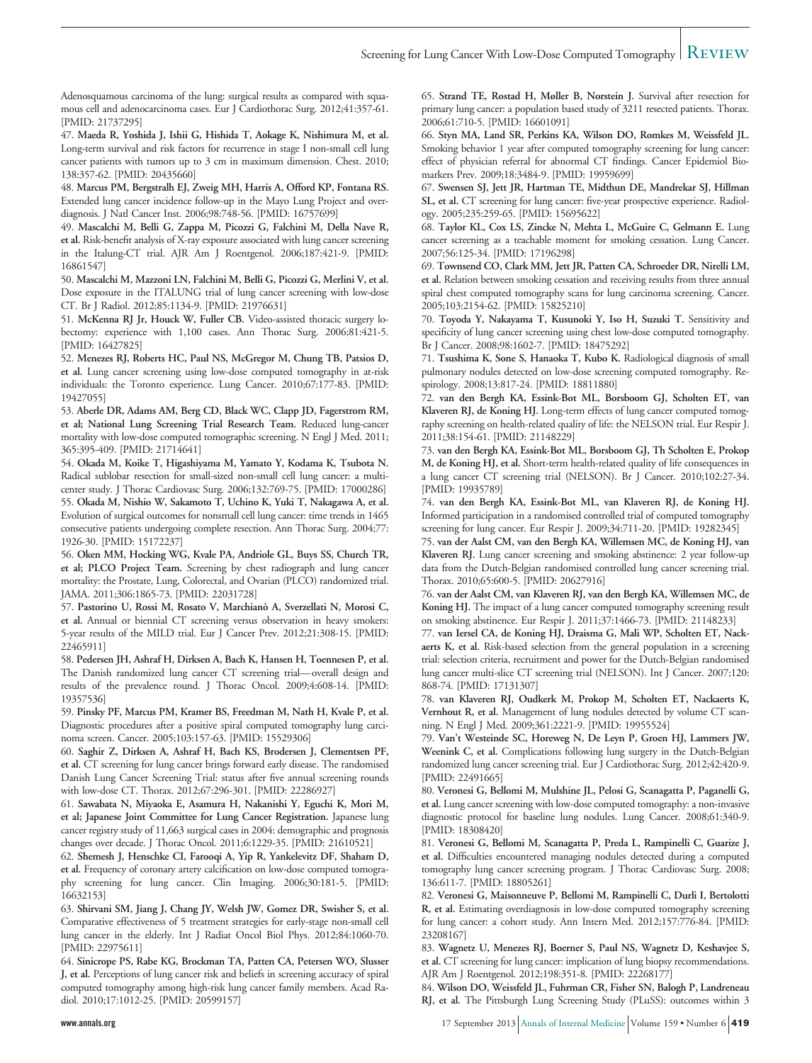Adenosquamous carcinoma of the lung: surgical results as compared with squamous cell and adenocarcinoma cases. Eur J Cardiothorac Surg. 2012;41:357-61. [PMID: 21737295]

47. **Maeda R, Yoshida J, Ishii G, Hishida T, Aokage K, Nishimura M, et al.** Long-term survival and risk factors for recurrence in stage I non-small cell lung cancer patients with tumors up to 3 cm in maximum dimension. Chest. 2010; 138:357-62. [PMID: 20435660]

48. **Marcus PM, Bergstralh EJ, Zweig MH, Harris A, Offord KP, Fontana RS.** Extended lung cancer incidence follow-up in the Mayo Lung Project and overdiagnosis. J Natl Cancer Inst. 2006;98:748-56. [PMID: 16757699]

49. **Mascalchi M, Belli G, Zappa M, Picozzi G, Falchini M, Della Nave R, et al.** Risk-benefit analysis of X-ray exposure associated with lung cancer screening in the Italung-CT trial. AJR Am J Roentgenol. 2006;187:421-9. [PMID: 16861547]

50. **Mascalchi M, Mazzoni LN, Falchini M, Belli G, Picozzi G, Merlini V, et al.** Dose exposure in the ITALUNG trial of lung cancer screening with low-dose CT. Br J Radiol. 2012;85:1134-9. [PMID: 21976631]

51. **McKenna RJ Jr, Houck W, Fuller CB.** Video-assisted thoracic surgery lobectomy: experience with 1,100 cases. Ann Thorac Surg. 2006;81:421-5. [PMID: 16427825]

52. **Menezes RJ, Roberts HC, Paul NS, McGregor M, Chung TB, Patsios D, et al.** Lung cancer screening using low-dose computed tomography in at-risk individuals: the Toronto experience. Lung Cancer. 2010;67:177-83. [PMID: 19427055]

53. **Aberle DR, Adams AM, Berg CD, Black WC, Clapp JD, Fagerstrom RM, et al; National Lung Screening Trial Research Team.** Reduced lung-cancer mortality with low-dose computed tomographic screening. N Engl J Med. 2011; 365:395-409. [PMID: 21714641]

54. **Okada M, Koike T, Higashiyama M, Yamato Y, Kodama K, Tsubota N.** Radical sublobar resection for small-sized non-small cell lung cancer: a multicenter study. J Thorac Cardiovasc Surg. 2006;132:769-75. [PMID: 17000286]

55. **Okada M, Nishio W, Sakamoto T, Uchino K, Yuki T, Nakagawa A, et al.** Evolution of surgical outcomes for nonsmall cell lung cancer: time trends in 1465 consecutive patients undergoing complete resection. Ann Thorac Surg. 2004;77: 1926-30. [PMID: 15172237]

56. **Oken MM, Hocking WG, Kvale PA, Andriole GL, Buys SS, Church TR, et al; PLCO Project Team.** Screening by chest radiograph and lung cancer mortality: the Prostate, Lung, Colorectal, and Ovarian (PLCO) randomized trial. JAMA. 2011;306:1865-73. [PMID: 22031728]

57. **Pastorino U, Rossi M, Rosato V, Marchianò A, Sverzellati N, Morosi C, et al.** Annual or biennial CT screening versus observation in heavy smokers: 5-year results of the MILD trial. Eur J Cancer Prev. 2012;21:308-15. [PMID: 22465911]

58. **Pedersen JH, Ashraf H, Dirksen A, Bach K, Hansen H, Toennesen P, et al.** The Danish randomized lung cancer CT screening trial—overall design and results of the prevalence round. J Thorac Oncol. 2009;4:608-14. [PMID: 19357536]

59. **Pinsky PF, Marcus PM, Kramer BS, Freedman M, Nath H, Kvale P, et al.** Diagnostic procedures after a positive spiral computed tomography lung carcinoma screen. Cancer. 2005;103:157-63. [PMID: 15529306]

60. **Saghir Z, Dirksen A, Ashraf H, Bach KS, Brodersen J, Clementsen PF, et al.** CT screening for lung cancer brings forward early disease. The randomised Danish Lung Cancer Screening Trial: status after five annual screening rounds with low-dose CT. Thorax. 2012;67:296-301. [PMID: 22286927]

61. **Sawabata N, Miyaoka E, Asamura H, Nakanishi Y, Eguchi K, Mori M, et al; Japanese Joint Committee for Lung Cancer Registration.** Japanese lung cancer registry study of 11,663 surgical cases in 2004: demographic and prognosis changes over decade. J Thorac Oncol. 2011;6:1229-35. [PMID: 21610521]

62. **Shemesh J, Henschke CI, Farooqi A, Yip R, Yankelevitz DF, Shaham D, et al.** Frequency of coronary artery calcification on low-dose computed tomography screening for lung cancer. Clin Imaging. 2006;30:181-5. [PMID: 16632153]

63. **Shirvani SM, Jiang J, Chang JY, Welsh JW, Gomez DR, Swisher S, et al.** Comparative effectiveness of 5 treatment strategies for early-stage non-small cell lung cancer in the elderly. Int J Radiat Oncol Biol Phys. 2012;84:1060-70. [PMID: 22975611]

64. **Sinicrope PS, Rabe KG, Brockman TA, Patten CA, Petersen WO, Slusser J, et al.** Perceptions of lung cancer risk and beliefs in screening accuracy of spiral computed tomography among high-risk lung cancer family members. Acad Radiol. 2010;17:1012-25. [PMID: 20599157]

65. **Strand TE, Rostad H, Møller B, Norstein J.** Survival after resection for primary lung cancer: a population based study of 3211 resected patients. Thorax. 2006;61:710-5. [PMID: 16601091]

66. **Styn MA, Land SR, Perkins KA, Wilson DO, Romkes M, Weissfeld JL.** Smoking behavior 1 year after computed tomography screening for lung cancer: effect of physician referral for abnormal CT findings. Cancer Epidemiol Biomarkers Prev. 2009;18:3484-9. [PMID: 19959699]

67. **Swensen SJ, Jett JR, Hartman TE, Midthun DE, Mandrekar SJ, Hillman SL, et al.** CT screening for lung cancer: five-year prospective experience. Radiology. 2005;235:259-65. [PMID: 15695622]

68. **Taylor KL, Cox LS, Zincke N, Mehta L, McGuire C, Gelmann E.** Lung cancer screening as a teachable moment for smoking cessation. Lung Cancer. 2007;56:125-34. [PMID: 17196298]

69. **Townsend CO, Clark MM, Jett JR, Patten CA, Schroeder DR, Nirelli LM, et al.** Relation between smoking cessation and receiving results from three annual spiral chest computed tomography scans for lung carcinoma screening. Cancer. 2005;103:2154-62. [PMID: 15825210]

70. **Toyoda Y, Nakayama T, Kusunoki Y, Iso H, Suzuki T.** Sensitivity and specificity of lung cancer screening using chest low-dose computed tomography. Br J Cancer. 2008;98:1602-7. [PMID: 18475292]

71. **Tsushima K, Sone S, Hanaoka T, Kubo K.** Radiological diagnosis of small pulmonary nodules detected on low-dose screening computed tomography. Respirology. 2008;13:817-24. [PMID: 18811880]

72. **van den Bergh KA, Essink-Bot ML, Borsboom GJ, Scholten ET, van Klaveren RJ, de Koning HJ.** Long-term effects of lung cancer computed tomography screening on health-related quality of life: the NELSON trial. Eur Respir J. 2011;38:154-61. [PMID: 21148229]

73. **van den Bergh KA, Essink-Bot ML, Borsboom GJ, Th Scholten E, Prokop M, de Koning HJ, et al.** Short-term health-related quality of life consequences in a lung cancer CT screening trial (NELSON). Br J Cancer. 2010;102:27-34. [PMID: 19935789]

74. **van den Bergh KA, Essink-Bot ML, van Klaveren RJ, de Koning HJ.** Informed participation in a randomised controlled trial of computed tomography screening for lung cancer. Eur Respir J. 2009;34:711-20. [PMID: 19282345]

75. **van der Aalst CM, van den Bergh KA, Willemsen MC, de Koning HJ, van Klaveren RJ.** Lung cancer screening and smoking abstinence: 2 year follow-up data from the Dutch-Belgian randomised controlled lung cancer screening trial. Thorax. 2010;65:600-5. [PMID: 20627916]

76. **van der Aalst CM, van Klaveren RJ, van den Bergh KA, Willemsen MC, de Koning HJ.** The impact of a lung cancer computed tomography screening result on smoking abstinence. Eur Respir J. 2011;37:1466-73. [PMID: 21148233]

77. **van Iersel CA, de Koning HJ, Draisma G, Mali WP, Scholten ET, Nackaerts K, et al.** Risk-based selection from the general population in a screening trial: selection criteria, recruitment and power for the Dutch-Belgian randomised lung cancer multi-slice CT screening trial (NELSON). Int J Cancer. 2007;120: 868-74. [PMID: 17131307]

78. **van Klaveren RJ, Oudkerk M, Prokop M, Scholten ET, Nackaerts K, Vernhout R, et al.** Management of lung nodules detected by volume CT scanning. N Engl J Med. 2009;361:2221-9. [PMID: 19955524]

79. **Van't Westeinde SC, Horeweg N, De Leyn P, Groen HJ, Lammers JW, Weenink C, et al.** Complications following lung surgery in the Dutch-Belgian randomized lung cancer screening trial. Eur J Cardiothorac Surg. 2012;42:420-9. [PMID: 22491665]

80. **Veronesi G, Bellomi M, Mulshine JL, Pelosi G, Scanagatta P, Paganelli G, et al.** Lung cancer screening with low-dose computed tomography: a non-invasive diagnostic protocol for baseline lung nodules. Lung Cancer. 2008;61:340-9. [PMID: 18308420]

81. **Veronesi G, Bellomi M, Scanagatta P, Preda L, Rampinelli C, Guarize J, et al.** Difficulties encountered managing nodules detected during a computed tomography lung cancer screening program. J Thorac Cardiovasc Surg. 2008; 136:611-7. [PMID: 18805261]

82. **Veronesi G, Maisonneuve P, Bellomi M, Rampinelli C, Durli I, Bertolotti R, et al.** Estimating overdiagnosis in low-dose computed tomography screening for lung cancer: a cohort study. Ann Intern Med. 2012;157:776-84. [PMID: 23208167]

83. **Wagnetz U, Menezes RJ, Boerner S, Paul NS, Wagnetz D, Keshavjee S, et al.** CT screening for lung cancer: implication of lung biopsy recommendations. AJR Am J Roentgenol. 2012;198:351-8. [PMID: 22268177]

84. **Wilson DO, Weissfeld JL, Fuhrman CR, Fisher SN, Balogh P, Landreneau RJ, et al.** The Pittsburgh Lung Screening Study (PLuSS): outcomes within 3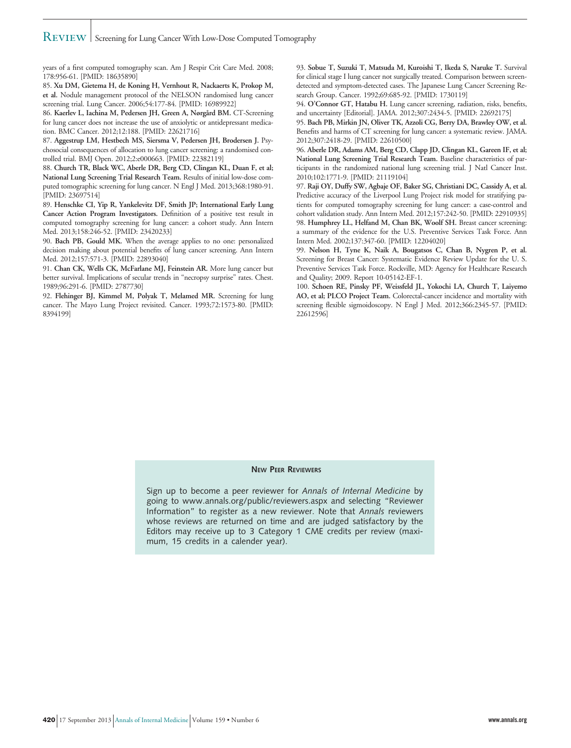years of a first computed tomography scan. Am J Respir Crit Care Med. 2008;178:956-61. [PMID: 18635890]

85. **Xu DM, Gietema H, de Koning H, Vernhout R, Nackaerts K, Prokop M, et al.** Nodule management protocol of the NELSON randomised lung cancer screening trial. Lung Cancer. 2006;54:177-84. [PMID: 16989922]

86. **Kaerlev L, Iachina M, Pedersen JH, Green A, Nørgård BM.** CT-Screening for lung cancer does not increase the use of anxiolytic or antidepressant medication. BMC Cancer. 2012;12:188. [PMID: 22621716]

87. **Aggestrup LM, Hestbech MS, Siersma V, Pedersen JH, Brodersen J.** Psychosocial consequences of allocation to lung cancer screening: a randomised controlled trial. BMJ Open. 2012;2:e000663. [PMID: 22382119]

88. **Church TR, Black WC, Aberle DR, Berg CD, Clingan KL, Duan F, et al; National Lung Screening Trial Research Team.** Results of initial low-dose computed tomographic screening for lung cancer. N Engl J Med. 2013;368:1980-91. [PMID: 23697514]

89. **Henschke CI, Yip R, Yankelevitz DF, Smith JP; International Early Lung Cancer Action Program Investigators.** Definition of a positive test result in computed tomography screening for lung cancer: a cohort study. Ann Intern Med. 2013;158:246-52. [PMID: 23420233]

90. **Bach PB, Gould MK.** When the average applies to no one: personalized decision making about potential benefits of lung cancer screening. Ann Intern Med. 2012;157:571-3. [PMID: 22893040]

91. **Chan CK, Wells CK, McFarlane MJ, Feinstein AR.** More lung cancer but better survival. Implications of secular trends in "necropsy surprise" rates. Chest. 1989;96:291-6. [PMID: 2787730]

92. **Flehinger BJ, Kimmel M, Polyak T, Melamed MR.** Screening for lung cancer. The Mayo Lung Project revisited. Cancer. 1993;72:1573-80. [PMID: 8394199]

93. **Sobue T, Suzuki T, Matsuda M, Kuroishi T, Ikeda S, Naruke T.** Survival for clinical stage I lung cancer not surgically treated. Comparison between screen-detected and symptom-detected cases. The Japanese Lung Cancer Screening Research Group. Cancer. 1992;69:685-92. [PMID: 1730119]

94. **O'Connor GT, Hatabu H.** Lung cancer screening, radiation, risks, benefits, and uncertainty [Editorial]. JAMA. 2012;307:2434-5. [PMID: 22692175]

95. **Bach PB, Mirkin JN, Oliver TK, Azzoli CG, Berry DA, Brawley OW, et al.** Benefits and harms of CT screening for lung cancer: a systematic review. JAMA. 2012;307:2418-29. [PMID: 22610500]

96. **Aberle DR, Adams AM, Berg CD, Clapp JD, Clingan KL, Gareen IF, et al; National Lung Screening Trial Research Team.** Baseline characteristics of participants in the randomized national lung screening trial. J Natl Cancer Inst. 2010;102:1771-9. [PMID: 21119104]

97. **Raji OY, Duffy SW, Agbaje OF, Baker SG, Christiani DC, Cassidy A, et al.** Predictive accuracy of the Liverpool Lung Project risk model for stratifying patients for computed tomography screening for lung cancer: a case-control and cohort validation study. Ann Intern Med. 2012;157:242-50. [PMID: 22910935]

98. **Humphrey LL, Helfand M, Chan BK, Woolf SH.** Breast cancer screening: a summary of the evidence for the U.S. Preventive Services Task Force. Ann Intern Med. 2002;137:347-60. [PMID: 12204020]

99. **Nelson H, Tyne K, Naik A, Bougatsos C, Chan B, Nygren P, et al.** Screening for Breast Cancer: Systematic Evidence Review Update for the U. S. Preventive Services Task Force. Rockville, MD: Agency for Healthcare Research and Quality; 2009. Report 10-05142-EF-1.

100. **Schoen RE, Pinsky PF, Weissfeld JL, Yokochi LA, Church T, Laiyemo AO, et al; PLCO Project Team.** Colorectal-cancer incidence and mortality with screening flexible sigmoidoscopy. N Engl J Med. 2012;366:2345-57. [PMID: 22612596]

**NEW PEER REVIEWERS**

Sign up to become a peer reviewer for *Annals of Internal Medicine* by going to www.annals.org/public/reviewers.aspx and selecting "Reviewer Information" to register as a new reviewer. Note that *Annals* reviewers whose reviews are returned on time and are judged satisfactory by the Editors may receive up to 3 Category 1 CME credits per review (maximum, 15 credits in a calender year).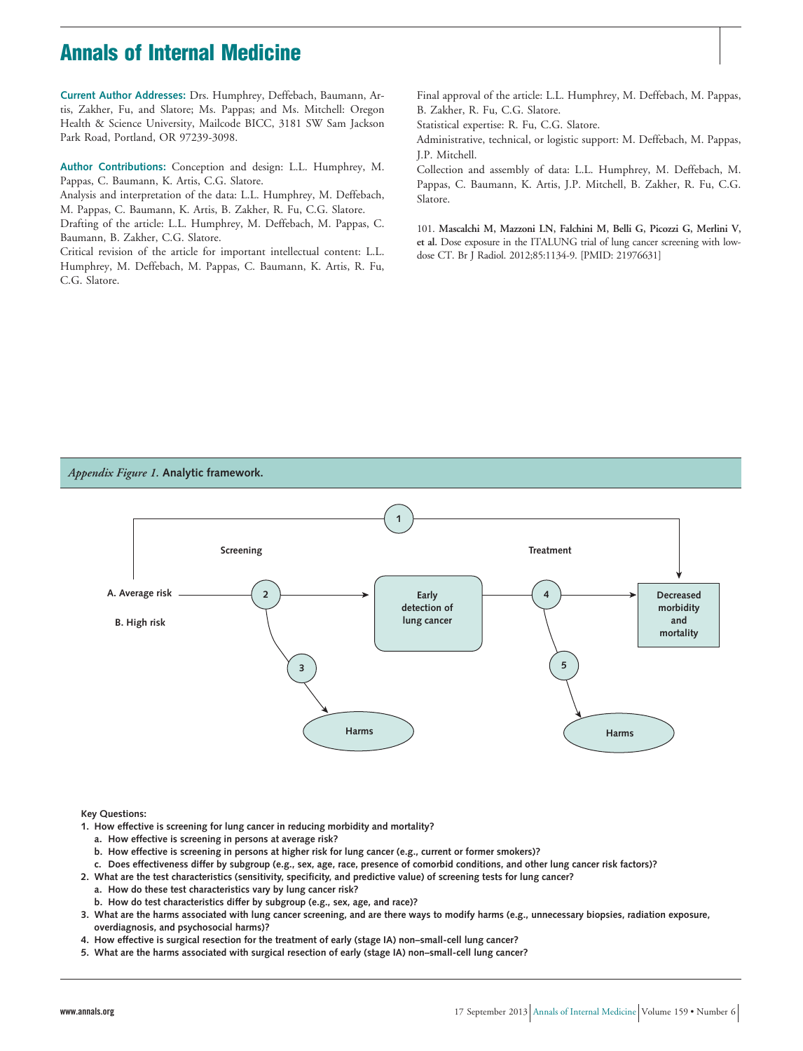**Current Author Addresses:** Drs. Humphrey, Deffebach, Baumann, Artis, Zakher, Fu, and Slatore; Ms. Pappas; and Ms. Mitchell: Oregon Health & Science University, Mailcode BICC, 3181 SW Sam Jackson Park Road, Portland, OR 97239-3098.

**Author Contributions:** Conception and design: L.L. Humphrey, M. Pappas, C. Baumann, K. Artis, C.G. Slatore.

Analysis and interpretation of the data: L.L. Humphrey, M. Deffebach, M. Pappas, C. Baumann, K. Artis, B. Zakher, R. Fu, C.G. Slatore.

Drafting of the article: L.L. Humphrey, M. Deffebach, M. Pappas, C. Baumann, B. Zakher, C.G. Slatore.

Critical revision of the article for important intellectual content: L.L. Humphrey, M. Deffebach, M. Pappas, C. Baumann, K. Artis, R. Fu, C.G. Slatore.

Final approval of the article: L.L. Humphrey, M. Deffebach, M. Pappas, B. Zakher, R. Fu, C.G. Slatore.

Statistical expertise: R. Fu, C.G. Slatore.

Administrative, technical, or logistic support: M. Deffebach, M. Pappas, J.P. Mitchell.

Collection and assembly of data: L.L. Humphrey, M. Deffebach, M. Pappas, C. Baumann, K. Artis, J.P. Mitchell, B. Zakher, R. Fu, C.G. Slatore.

101. **Mascalchi M, Mazzoni LN, Falchini M, Belli G, Picozzi G, Merlini V, et al.** Dose exposure in the ITALUNG trial of lung cancer screening with low-dose CT. Br J Radiol. 2012;85:1134-9. [PMID: 21976631]

*Appendix Figure 1.* **Analytic framework.**

Key Questions:

1. How effective is screening for lung cancer in reducing morbidity and mortality?
   a. How effective is screening in persons at average risk?
   b. How effective is screening in persons at higher risk for lung cancer (e.g., current or former smokers)?
   c. Does effectiveness differ by subgroup (e.g., sex, age, race, presence of comorbid conditions, and other lung cancer risk factors)?
2. What are the test characteristics (sensitivity, specificity, and predictive value) of screening tests for lung cancer?
   a. How do these test characteristics vary by lung cancer risk?
   b. How do test characteristics differ by subgroup (e.g., sex, age, and race)?
3. What are the harms associated with lung cancer screening, and are there ways to modify harms (e.g., unnecessary biopsies, radiation exposure, overdiagnosis, and psychosocial harms)?
4. How effective is surgical resection for the treatment of early (stage IA) non–small-cell lung cancer?
5. What are the harms associated with surgical resection of early (stage IA) non–small-cell lung cancer?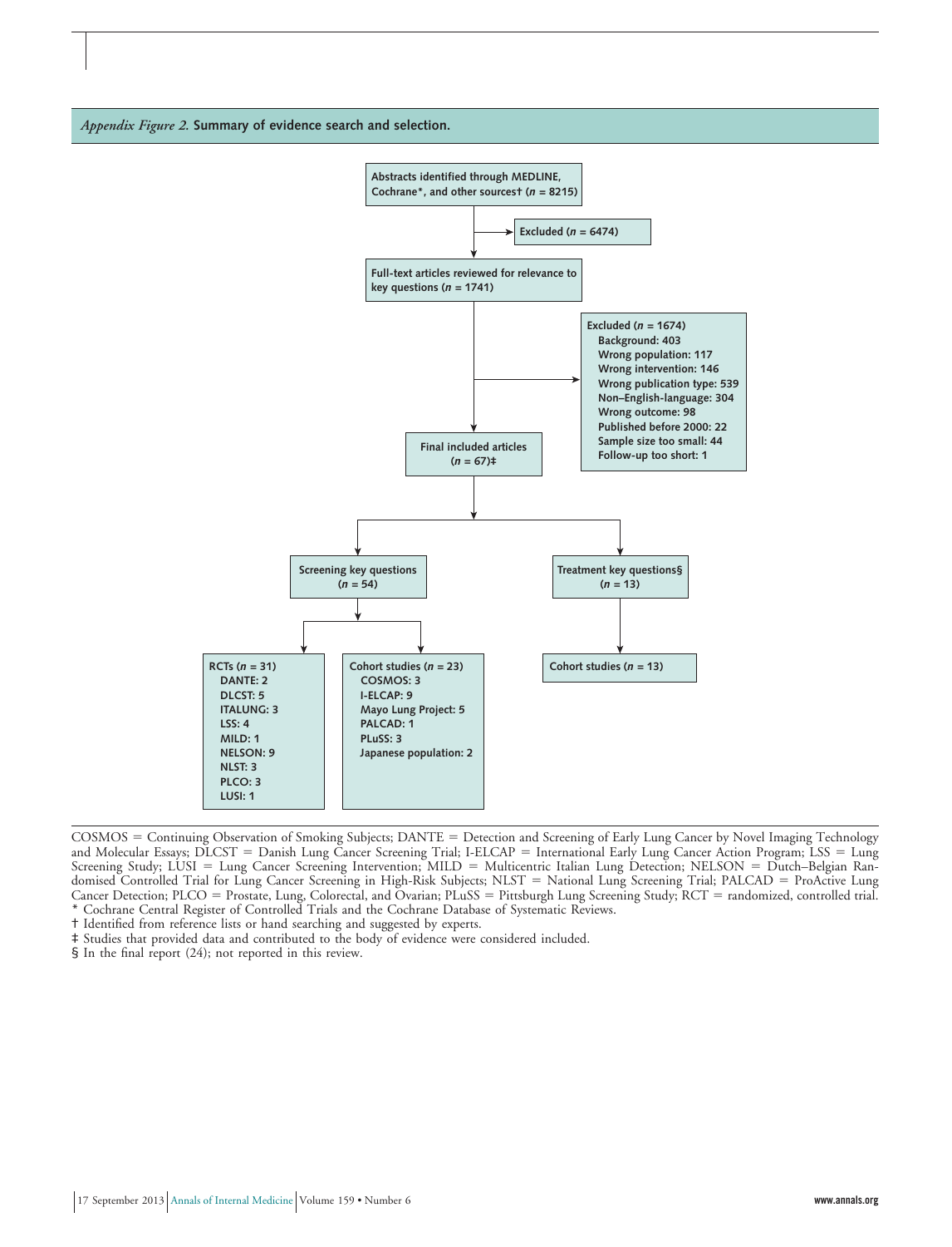*Appendix Figure 2.* **Summary of evidence search and selection.**

**Abstracts identified through MEDLINE, Cochrane*, and other sources† (*n* = 8215)**

→ **Excluded (*n* = 6474)**

**Full-text articles reviewed for relevance to key questions (*n* = 1741)**

→ **Excluded (*n* = 1674)**
- Background: 403
- Wrong population: 117
- Wrong intervention: 146
- Wrong publication type: 539
- Non–English-language: 304
- Wrong outcome: 98
- Published before 2000: 22
- Sample size too small: 44
- Follow-up too short: 1

**Final included articles (*n* = 67)‡**

**Screening key questions (*n* = 54)**

- **RCTs (*n* = 31)**
  - DANTE: 2
  - DLCST: 5
  - ITALUNG: 3
  - LSS: 4
  - MILD: 1
  - NELSON: 9
  - NLST: 3
  - PLCO: 3
  - LUSI: 1
- **Cohort studies (*n* = 23)**
  - COSMOS: 3
  - I-ELCAP: 9
  - Mayo Lung Project: 5
  - PALCAD: 1
  - PLuSS: 3
  - Japanese population: 2

**Treatment key questions§ (*n* = 13)**

- **Cohort studies (*n* = 13)**

COSMOS = Continuing Observation of Smoking Subjects; DANTE = Detection and Screening of Early Lung Cancer by Novel Imaging Technology and Molecular Essays; DLCST = Danish Lung Cancer Screening Trial; I-ELCAP = International Early Lung Cancer Action Program; LSS = Lung Screening Study; LUSI = Lung Cancer Screening Intervention; MILD = Multicentric Italian Lung Detection; NELSON = Dutch–Belgian Randomised Controlled Trial for Lung Cancer Screening in High-Risk Subjects; NLST = National Lung Screening Trial; PALCAD = ProActive Lung Cancer Detection; PLCO = Prostate, Lung, Colorectal, and Ovarian; PLuSS = Pittsburgh Lung Screening Study; RCT = randomized, controlled trial.

\* Cochrane Central Register of Controlled Trials and the Cochrane Database of Systematic Reviews.

† Identified from reference lists or hand searching and suggested by experts.

‡ Studies that provided data and contributed to the body of evidence were considered included.

§ In the final report (24); not reported in this review.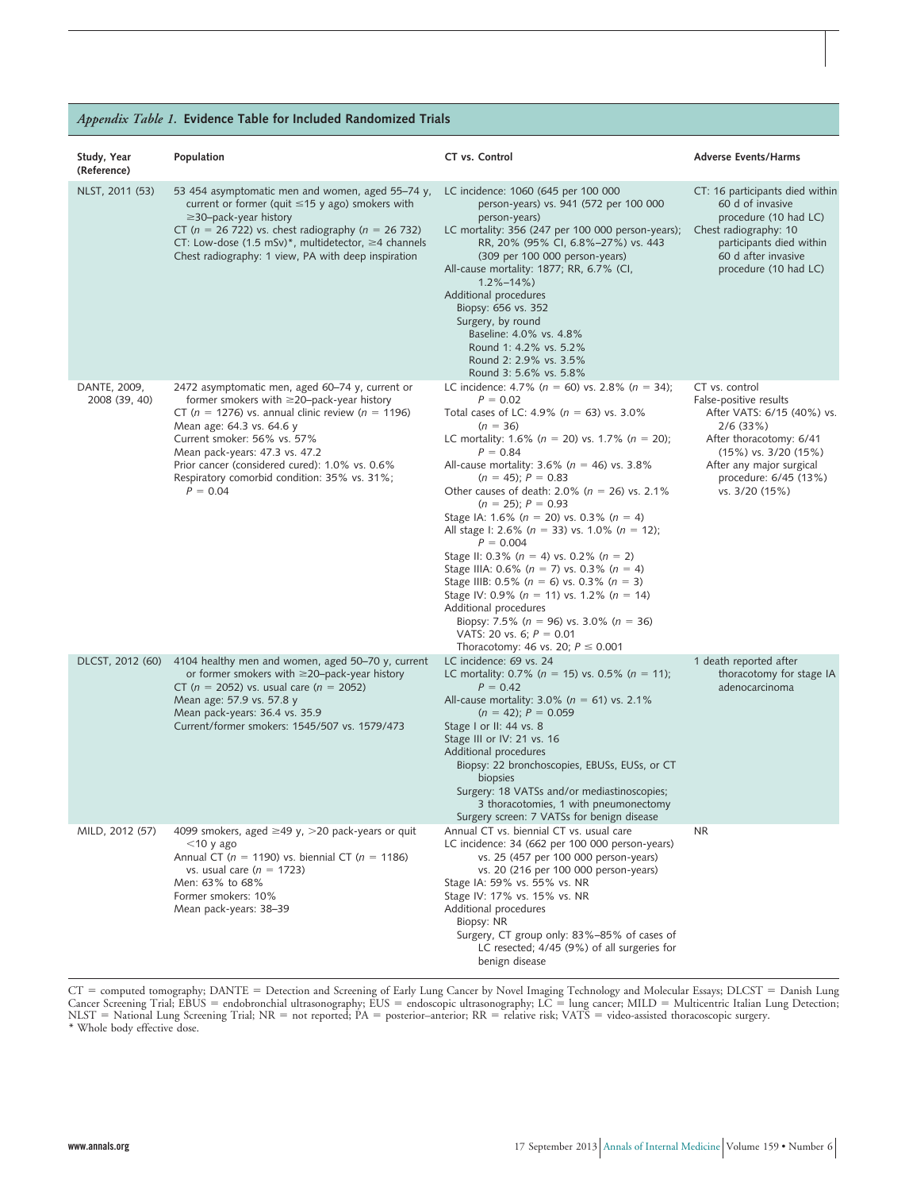*Appendix Table 1.* **Evidence Table for Included Randomized Trials**

| Study, Year (Reference) | Population | CT vs. Control | Adverse Events/Harms |
|---|---|---|---|
| NLST, 2011 (53) | 53 454 asymptomatic men and women, aged 55–74 y, current or former (quit ≤15 y ago) smokers with ≥30–pack-year history<br>CT ($n$ = 26 722) vs. chest radiography ($n$ = 26 732)<br>CT: Low-dose (1.5 mSv)*, multidetector, ≥4 channels<br>Chest radiography: 1 view, PA with deep inspiration | LC incidence: 1060 (645 per 100 000 person-years) vs. 941 (572 per 100 000 person-years)<br>LC mortality: 356 (247 per 100 000 person-years); RR, 20% (95% CI, 6.8%–27%) vs. 443 (309 per 100 000 person-years)<br>All-cause mortality: 1877; RR, 6.7% (CI, 1.2%–14%)<br>Additional procedures<br>Biopsy: 656 vs. 352<br>Surgery, by round<br>Baseline: 4.0% vs. 4.8%<br>Round 1: 4.2% vs. 5.2%<br>Round 2: 2.9% vs. 3.5%<br>Round 3: 5.6% vs. 5.8% | CT: 16 participants died within 60 d of invasive procedure (10 had LC)<br>Chest radiography: 10 participants died within 60 d after invasive procedure (10 had LC) |
| DANTE, 2009, 2008 (39, 40) | 2472 asymptomatic men, aged 60–74 y, current or former smokers with ≥20–pack-year history<br>CT ($n$ = 1276) vs. annual clinic review ($n$ = 1196)<br>Mean age: 64.3 vs. 64.6 y<br>Current smoker: 56% vs. 57%<br>Mean pack-years: 47.3 vs. 47.2<br>Prior cancer (considered cured): 1.0% vs. 0.6%<br>Respiratory comorbid condition: 35% vs. 31%; $P$ = 0.04 | LC incidence: 4.7% ($n$ = 60) vs. 2.8% ($n$ = 34); $P$ = 0.02<br>Total cases of LC: 4.9% ($n$ = 63) vs. 3.0% ($n$ = 36)<br>LC mortality: 1.6% ($n$ = 20) vs. 1.7% ($n$ = 20); $P$ = 0.84<br>All-cause mortality: 3.6% ($n$ = 46) vs. 3.8% ($n$ = 45); $P$ = 0.83<br>Other causes of death: 2.0% ($n$ = 26) vs. 2.1% ($n$ = 25); $P$ = 0.93<br>Stage IA: 1.6% ($n$ = 20) vs. 0.3% ($n$ = 4)<br>All stage I: 2.6% ($n$ = 33) vs. 1.0% ($n$ = 12); $P$ = 0.004<br>Stage II: 0.3% ($n$ = 4) vs. 0.2% ($n$ = 2)<br>Stage IIIA: 0.6% ($n$ = 7) vs. 0.3% ($n$ = 4)<br>Stage IIIB: 0.5% ($n$ = 6) vs. 0.3% ($n$ = 3)<br>Stage IV: 0.9% ($n$ = 11) vs. 1.2% ($n$ = 14)<br>Additional procedures<br>Biopsy: 7.5% ($n$ = 96) vs. 3.0% ($n$ = 36)<br>VATS: 20 vs. 6; $P$ = 0.01<br>Thoracotomy: 46 vs. 20; $P$ ≤ 0.001 | CT vs. control<br>False-positive results<br>After VATS: 6/15 (40%) vs. 2/6 (33%)<br>After thoracotomy: 6/41 (15%) vs. 3/20 (15%)<br>After any major surgical procedure: 6/45 (13%) vs. 3/20 (15%) |
| DLCST, 2012 (60) | 4104 healthy men and women, aged 50–70 y, current or former smokers with ≥20–pack-year history<br>CT ($n$ = 2052) vs. usual care ($n$ = 2052)<br>Mean age: 57.9 vs. 57.8 y<br>Mean pack-years: 36.4 vs. 35.9<br>Current/former smokers: 1545/507 vs. 1579/473 | LC incidence: 69 vs. 24<br>LC mortality: 0.7% ($n$ = 15) vs. 0.5% ($n$ = 11); $P$ = 0.42<br>All-cause mortality: 3.0% ($n$ = 61) vs. 2.1% ($n$ = 42); $P$ = 0.059<br>Stage I or II: 44 vs. 8<br>Stage III or IV: 21 vs. 16<br>Additional procedures<br>Biopsy: 22 bronchoscopies, EBUSs, EUSs, or CT biopsies<br>Surgery: 18 VATSs and/or mediastinoscopies; 3 thoracotomies, 1 with pneumonectomy<br>Surgery screen: 7 VATSs for benign disease | 1 death reported after thoracotomy for stage IA adenocarcinoma |
| MILD, 2012 (57) | 4099 smokers, aged ≥49 y, >20 pack-years or quit <10 y ago<br>Annual CT ($n$ = 1190) vs. biennial CT ($n$ = 1186) vs. usual care ($n$ = 1723)<br>Men: 63% to 68%<br>Former smokers: 10%<br>Mean pack-years: 38–39 | Annual CT vs. biennial CT vs. usual care<br>LC incidence: 34 (662 per 100 000 person-years) vs. 25 (457 per 100 000 person-years) vs. 20 (216 per 100 000 person-years)<br>Stage IA: 59% vs. 55% vs. NR<br>Stage IV: 17% vs. 15% vs. NR<br>Additional procedures<br>Biopsy: NR<br>Surgery, CT group only: 83%–85% of cases of LC resected; 4/45 (9%) of all surgeries for benign disease | NR |

CT = computed tomography; DANTE = Detection and Screening of Early Lung Cancer by Novel Imaging Technology and Molecular Essays; DLCST = Danish Lung Cancer Screening Trial; EBUS = endobronchial ultrasonography; EUS = endoscopic ultrasonography; LC = lung cancer; MILD = Multicentric Italian Lung Detection; NLST = National Lung Screening Trial; NR = not reported; PA = posterior–anterior; RR = relative risk; VATS = video-assisted thoracoscopic surgery.
\* Whole body effective dose.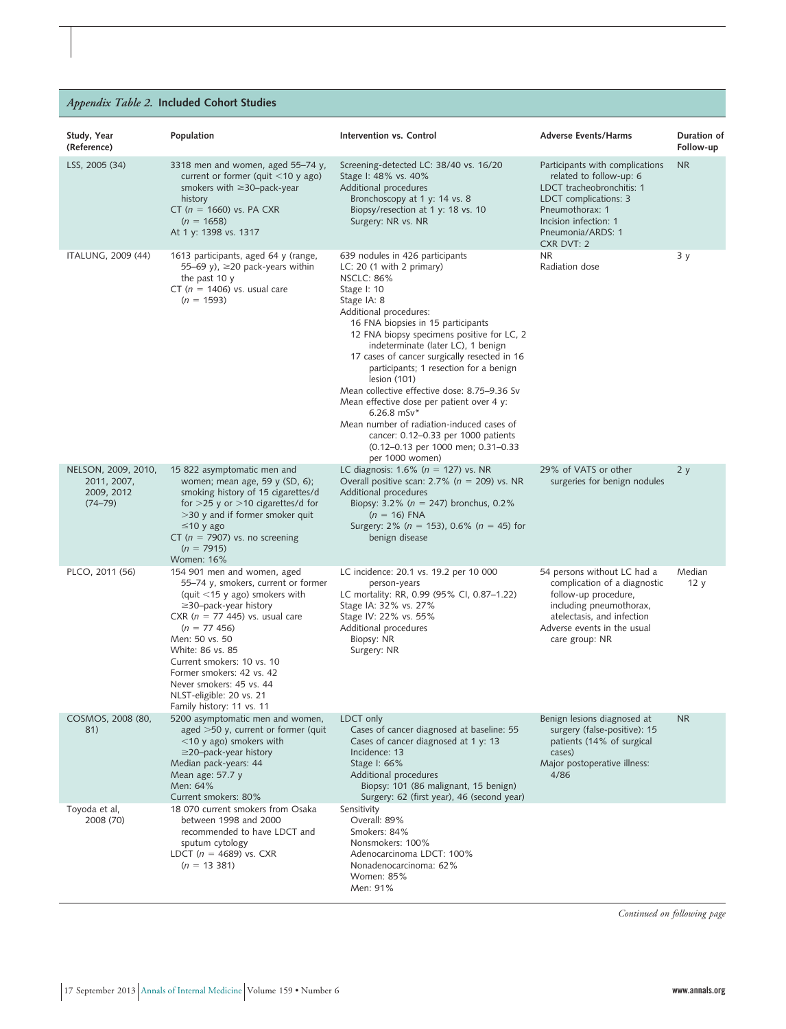## *Appendix Table 2.* Included Cohort Studies

| Study, Year (Reference) | Population | Intervention vs. Control | Adverse Events/Harms | Duration of Follow-up |
|---|---|---|---|---|
| LSS, 2005 (34) | 3318 men and women, aged 55–74 y, current or former (quit <10 y ago) smokers with ≥30–pack-year history<br>CT ($n$ = 1660) vs. PA CXR ($n$ = 1658)<br>At 1 y: 1398 vs. 1317 | Screening-detected LC: 38/40 vs. 16/20<br>Stage I: 48% vs. 40%<br>Additional procedures<br>Bronchoscopy at 1 y: 14 vs. 8<br>Biopsy/resection at 1 y: 18 vs. 10<br>Surgery: NR vs. NR | Participants with complications related to follow-up: 6<br>LDCT tracheobronchitis: 1<br>LDCT complications: 3<br>Pneumothorax: 1<br>Incision infection: 1<br>Pneumonia/ARDS: 1<br>CXR DVT: 2 | NR |
| ITALUNG, 2009 (44) | 1613 participants, aged 64 y (range, 55–69 y), ≥20 pack-years within the past 10 y<br>CT ($n$ = 1406) vs. usual care ($n$ = 1593) | 639 nodules in 426 participants<br>LC: 20 (1 with 2 primary)<br>NSCLC: 86%<br>Stage I: 10<br>Stage IA: 8<br>Additional procedures:<br>16 FNA biopsies in 15 participants<br>12 FNA biopsy specimens positive for LC, 2 indeterminate (later LC), 1 benign<br>17 cases of cancer surgically resected in 16 participants; 1 resection for a benign lesion (101)<br>Mean collective effective dose: 8.75–9.36 Sv<br>Mean effective dose per patient over 4 y: 6.26.8 mSv*<br>Mean number of radiation-induced cases of cancer: 0.12–0.33 per 1000 patients (0.12–0.13 per 1000 men; 0.31–0.33 per 1000 women) | NR<br>Radiation dose | 3 y |
| NELSON, 2009, 2010, 2011, 2007, 2009, 2012 (74–79) | 15 822 asymptomatic men and women; mean age, 59 y (SD, 6); smoking history of 15 cigarettes/d for >25 y or >10 cigarettes/d for >30 y and if former smoker quit ≤10 y ago<br>CT ($n$ = 7907) vs. no screening ($n$ = 7915)<br>Women: 16% | LC diagnosis: 1.6% ($n$ = 127) vs. NR<br>Overall positive scan: 2.7% ($n$ = 209) vs. NR<br>Additional procedures<br>Biopsy: 3.2% ($n$ = 247) bronchus, 0.2% ($n$ = 16) FNA<br>Surgery: 2% ($n$ = 153), 0.6% ($n$ = 45) for benign disease | 29% of VATS or other surgeries for benign nodules | 2 y |
| PLCO, 2011 (56) | 154 901 men and women, aged 55–74 y, smokers, current or former (quit <15 y ago) smokers with ≥30–pack-year history<br>CXR ($n$ = 77 445) vs. usual care ($n$ = 77 456)<br>Men: 50 vs. 50<br>White: 86 vs. 85<br>Current smokers: 10 vs. 10<br>Former smokers: 42 vs. 42<br>Never smokers: 45 vs. 44<br>NLST-eligible: 20 vs. 21<br>Family history: 11 vs. 11 | LC incidence: 20.1 vs. 19.2 per 10 000 person-years<br>LC mortality: RR, 0.99 (95% CI, 0.87–1.22)<br>Stage IA: 32% vs. 27%<br>Stage IV: 22% vs. 55%<br>Additional procedures<br>Biopsy: NR<br>Surgery: NR | 54 persons without LC had a complication of a diagnostic follow-up procedure, including pneumothorax, atelectasis, and infection<br>Adverse events in the usual care group: NR | Median 12 y |
| COSMOS, 2008 (80, 81) | 5200 asymptomatic men and women, aged >50 y, current or former (quit <10 y ago) smokers with ≥20–pack-year history<br>Median pack-years: 44<br>Mean age: 57.7 y<br>Men: 64%<br>Current smokers: 80% | LDCT only<br>Cases of cancer diagnosed at baseline: 55<br>Cases of cancer diagnosed at 1 y: 13<br>Incidence: 13<br>Stage I: 66%<br>Additional procedures<br>Biopsy: 101 (86 malignant, 15 benign)<br>Surgery: 62 (first year), 46 (second year) | Benign lesions diagnosed at surgery (false-positive): 15 patients (14% of surgical cases)<br>Major postoperative illness: 4/86 | NR |
| Toyoda et al, 2008 (70) | 18 070 current smokers from Osaka between 1998 and 2000 recommended to have LDCT and sputum cytology<br>LDCT ($n$ = 4689) vs. CXR ($n$ = 13 381) | Sensitivity<br>Overall: 89%<br>Smokers: 84%<br>Nonsmokers: 100%<br>Adenocarcinoma LDCT: 100%<br>Nonadenocarcinoma: 62%<br>Women: 85%<br>Men: 91% | | |

*Continued on following page*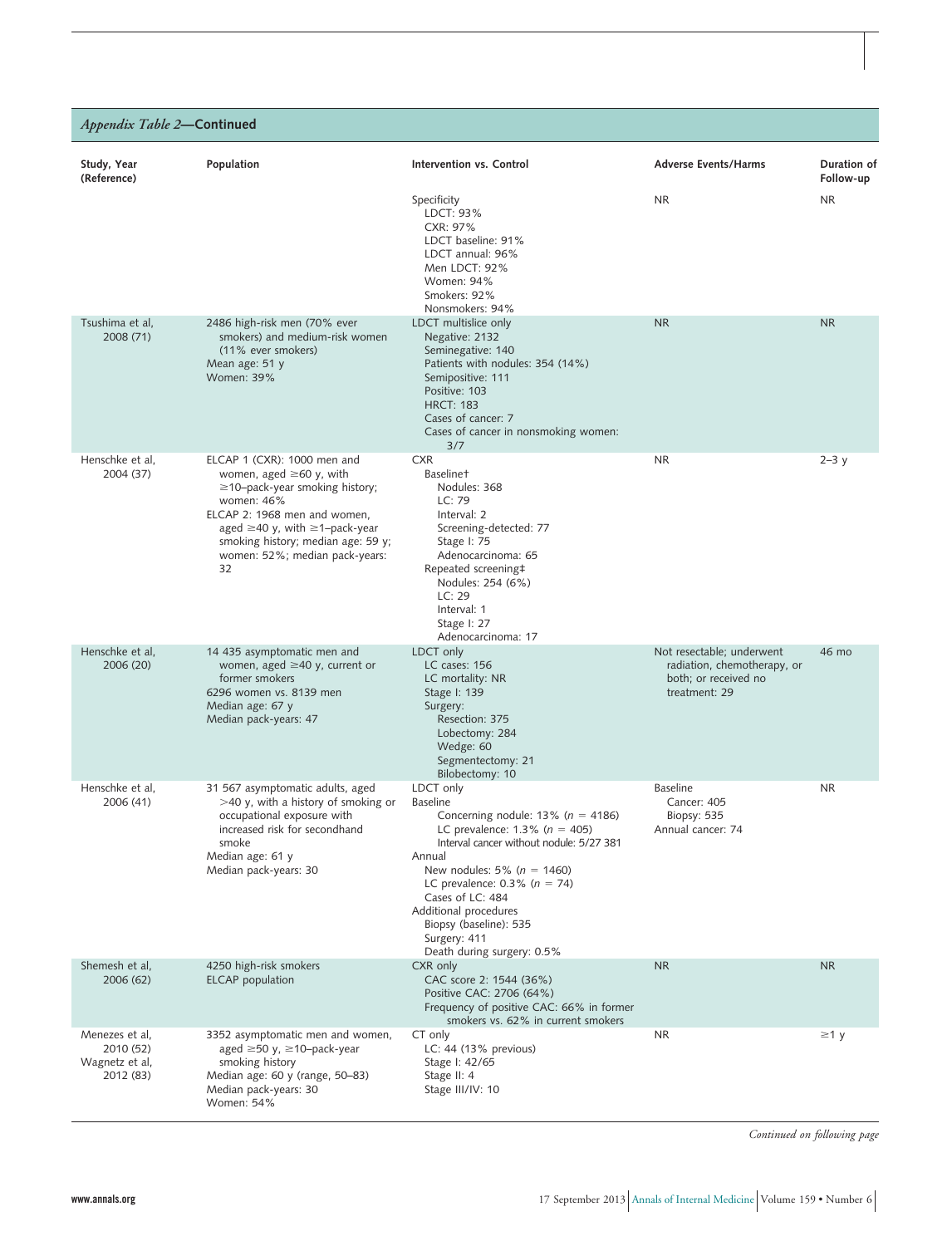*Appendix Table 2*—**Continued**

| Study, Year (Reference) | Population | Intervention vs. Control | Adverse Events/Harms | Duration of Follow-up |
|---|---|---|---|---|
| | | Specificity<br>LDCT: 93%<br>CXR: 97%<br>LDCT baseline: 91%<br>LDCT annual: 96%<br>Men LDCT: 92%<br>Women: 94%<br>Smokers: 92%<br>Nonsmokers: 94% | NR | NR |
| Tsushima et al, 2008 (71) | 2486 high-risk men (70% ever smokers) and medium-risk women (11% ever smokers)<br>Mean age: 51 y<br>Women: 39% | LDCT multislice only<br>Negative: 2132<br>Seminegative: 140<br>Patients with nodules: 354 (14%)<br>Semipositive: 111<br>Positive: 103<br>HRCT: 183<br>Cases of cancer: 7<br>Cases of cancer in nonsmoking women: 3/7 | NR | NR |
| Henschke et al, 2004 (37) | ELCAP 1 (CXR): 1000 men and women, aged ≥60 y, with ≥10–pack-year smoking history; women: 46%<br>ELCAP 2: 1968 men and women, aged ≥40 y, with ≥1–pack-year smoking history; median age: 59 y; women: 52%; median pack-years: 32 | CXR<br>Baseline†<br>Nodules: 368<br>LC: 79<br>Interval: 2<br>Screening-detected: 77<br>Stage I: 75<br>Adenocarcinoma: 65<br>Repeated screening‡<br>Nodules: 254 (6%)<br>LC: 29<br>Interval: 1<br>Stage I: 27<br>Adenocarcinoma: 17 | NR | 2–3 y |
| Henschke et al, 2006 (20) | 14 435 asymptomatic men and women, aged ≥40 y, current or former smokers<br>6296 women vs. 8139 men<br>Median age: 67 y<br>Median pack-years: 47 | LDCT only<br>LC cases: 156<br>LC mortality: NR<br>Stage I: 139<br>Surgery:<br>Resection: 375<br>Lobectomy: 284<br>Wedge: 60<br>Segmentectomy: 21<br>Bilobectomy: 10 | Not resectable; underwent radiation, chemotherapy, or both; or received no treatment: 29 | 46 mo |
| Henschke et al, 2006 (41) | 31 567 asymptomatic adults, aged >40 y, with a history of smoking or occupational exposure with increased risk for secondhand smoke<br>Median age: 61 y<br>Median pack-years: 30 | LDCT only<br>Baseline<br>Concerning nodule: 13% ($n$ = 4186)<br>LC prevalence: 1.3% ($n$ = 405)<br>Interval cancer without nodule: 5/27 381<br>Annual<br>New nodules: 5% ($n$ = 1460)<br>LC prevalence: 0.3% ($n$ = 74)<br>Cases of LC: 484<br>Additional procedures<br>Biopsy (baseline): 535<br>Surgery: 411<br>Death during surgery: 0.5% | Baseline<br>Cancer: 405<br>Biopsy: 535<br>Annual cancer: 74 | NR |
| Shemesh et al, 2006 (62) | 4250 high-risk smokers<br>ELCAP population | CXR only<br>CAC score 2: 1544 (36%)<br>Positive CAC: 2706 (64%)<br>Frequency of positive CAC: 66% in former smokers vs. 62% in current smokers | NR | NR |
| Menezes et al, 2010 (52)<br>Wagnetz et al, 2012 (83) | 3352 asymptomatic men and women, aged ≥50 y, ≥10–pack-year smoking history<br>Median age: 60 y (range, 50–83)<br>Median pack-years: 30<br>Women: 54% | CT only<br>LC: 44 (13% previous)<br>Stage I: 42/65<br>Stage II: 4<br>Stage III/IV: 10 | NR | ≥1 y |

*Continued on following page*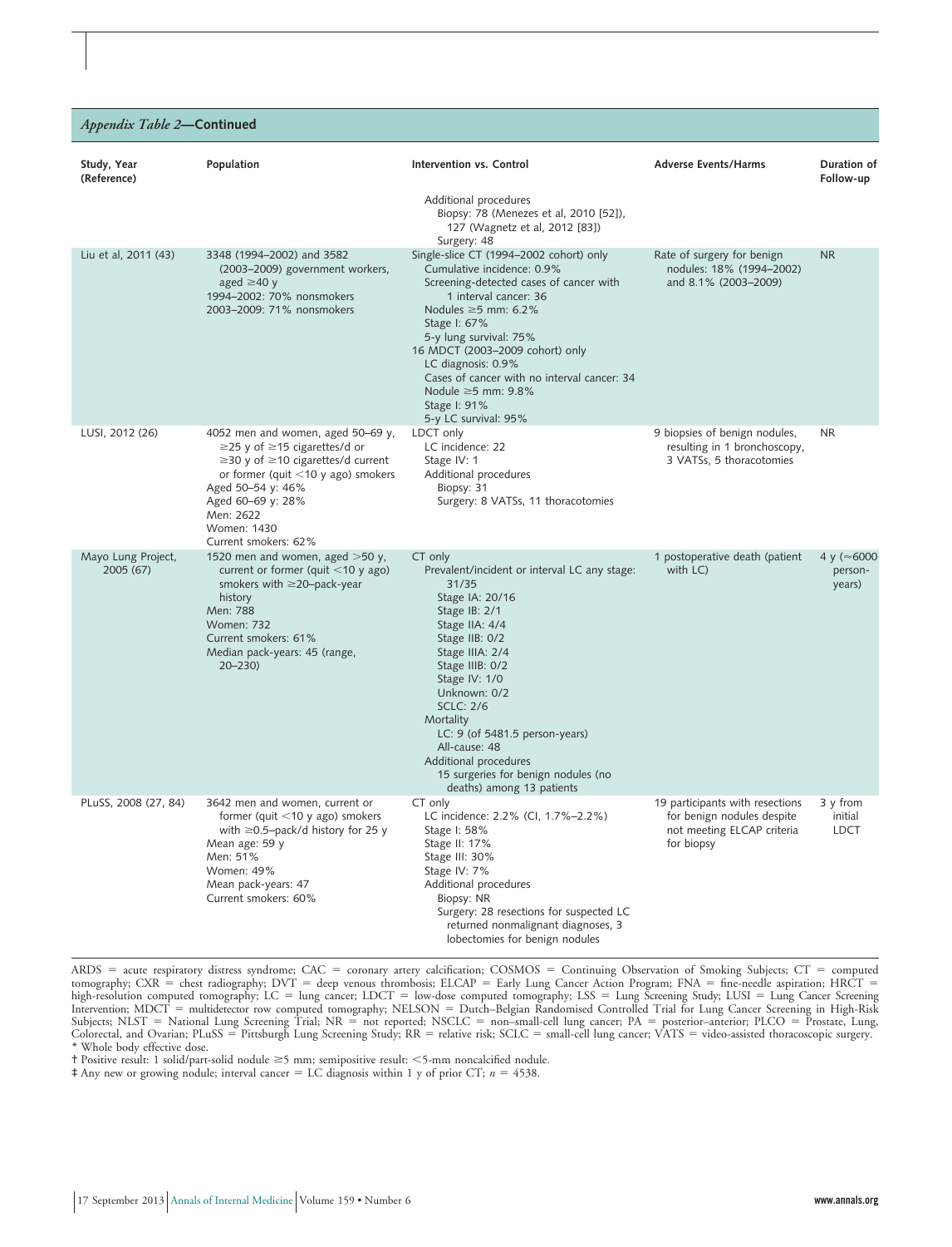*Appendix Table 2*—**Continued**

| Study, Year (Reference) | Population | Intervention vs. Control | Adverse Events/Harms | Duration of Follow-up |
|---|---|---|---|---|
| | | Additional procedures<br>Biopsy: 78 (Menezes et al, 2010 [52]), 127 (Wagnetz et al, 2012 [83])<br>Surgery: 48 | | |
| Liu et al, 2011 (43) | 3348 (1994–2002) and 3582 (2003–2009) government workers, aged ≥40 y<br>1994–2002: 70% nonsmokers<br>2003–2009: 71% nonsmokers | Single-slice CT (1994–2002 cohort) only<br>Cumulative incidence: 0.9%<br>Screening-detected cases of cancer with 1 interval cancer: 36<br>Nodules ≥5 mm: 6.2%<br>Stage I: 67%<br>5-y lung survival: 75%<br>16 MDCT (2003–2009 cohort) only<br>LC diagnosis: 0.9%<br>Cases of cancer with no interval cancer: 34<br>Nodule ≥5 mm: 9.8%<br>Stage I: 91%<br>5-y LC survival: 95% | Rate of surgery for benign nodules: 18% (1994–2002) and 8.1% (2003–2009) | NR |
| LUSI, 2012 (26) | 4052 men and women, aged 50–69 y, ≥25 y of ≥15 cigarettes/d or ≥30 y of ≥10 cigarettes/d current or former (quit <10 y ago) smokers<br>Aged 50–54 y: 46%<br>Aged 60–69 y: 28%<br>Men: 2622<br>Women: 1430<br>Current smokers: 62% | LDCT only<br>LC incidence: 22<br>Stage IV: 1<br>Additional procedures<br>Biopsy: 31<br>Surgery: 8 VATSs, 11 thoracotomies | 9 biopsies of benign nodules, resulting in 1 bronchoscopy, 3 VATSs, 5 thoracotomies | NR |
| Mayo Lung Project, 2005 (67) | 1520 men and women, aged >50 y, current or former (quit <10 y ago) smokers with ≥20–pack-year history<br>Men: 788<br>Women: 732<br>Current smokers: 61%<br>Median pack-years: 45 (range, 20–230) | CT only<br>Prevalent/incident or interval LC any stage: 31/35<br>Stage IA: 20/16<br>Stage IB: 2/1<br>Stage IIA: 4/4<br>Stage IIB: 0/2<br>Stage IIIA: 2/4<br>Stage IIIB: 0/2<br>Stage IV: 1/0<br>Unknown: 0/2<br>SCLC: 2/6<br>Mortality<br>LC: 9 (of 5481.5 person-years)<br>All-cause: 48<br>Additional procedures<br>15 surgeries for benign nodules (no deaths) among 13 patients | 1 postoperative death (patient with LC) | 4 y (≈6000 person-years) |
| PLuSS, 2008 (27, 84) | 3642 men and women, current or former (quit <10 y ago) smokers with ≥0.5–pack/d history for 25 y<br>Mean age: 59 y<br>Men: 51%<br>Women: 49%<br>Mean pack-years: 47<br>Current smokers: 60% | CT only<br>LC incidence: 2.2% (CI, 1.7%–2.2%)<br>Stage I: 58%<br>Stage II: 17%<br>Stage III: 30%<br>Stage IV: 7%<br>Additional procedures<br>Biopsy: NR<br>Surgery: 28 resections for suspected LC returned nonmalignant diagnoses, 3 lobectomies for benign nodules | 19 participants with resections for benign nodules despite not meeting ELCAP criteria for biopsy | 3 y from initial LDCT |

ARDS = acute respiratory distress syndrome; CAC = coronary artery calcification; COSMOS = Continuing Observation of Smoking Subjects; CT = computed tomography; CXR = chest radiography; DVT = deep venous thrombosis; ELCAP = Early Lung Cancer Action Program; FNA = fine-needle aspiration; HRCT = high-resolution computed tomography; LC = lung cancer; LDCT = low-dose computed tomography; LSS = Lung Screening Study; LUSI = Lung Cancer Screening Intervention; MDCT = multidetector row computed tomography; NELSON = Dutch–Belgian Randomised Controlled Trial for Lung Cancer Screening in High-Risk Subjects; NLST = National Lung Screening Trial; NR = not reported; NSCLC = non–small-cell lung cancer; PA = posterior–anterior; PLCO = Prostate, Lung, Colorectal, and Ovarian; PLuSS = Pittsburgh Lung Screening Study; RR = relative risk; SCLC = small-cell lung cancer; VATS = video-assisted thoracoscopic surgery.
* Whole body effective dose.
† Positive result: 1 solid/part-solid nodule ≥5 mm; semipositive result: <5-mm noncalcified nodule.
‡ Any new or growing nodule; interval cancer = LC diagnosis within 1 y of prior CT; $n$ = 4538.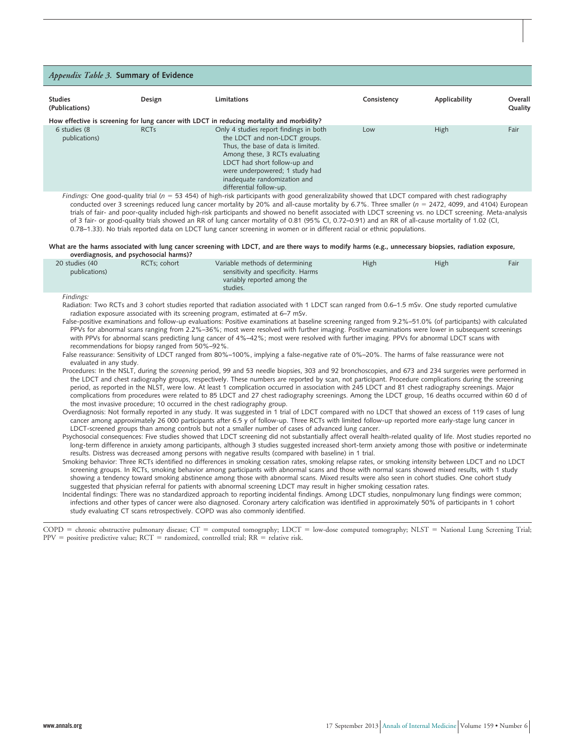*Appendix Table 3.* **Summary of Evidence**

| Studies (Publications) | Design | Limitations | Consistency | Applicability | Overall Quality |
|---|---|---|---|---|---|
| **How effective is screening for lung cancer with LDCT in reducing mortality and morbidity?** | | | | | |
| 6 studies (8 publications) | RCTs | Only 4 studies report findings in both the LDCT and non-LDCT groups. Thus, the base of data is limited. Among these, 3 RCTs evaluating LDCT had short follow-up and were underpowered; 1 study had inadequate randomization and differential follow-up. | Low | High | Fair |
| *Findings:* One good-quality trial ($n$ = 53 454) of high-risk participants with good generalizability showed that LDCT compared with chest radiography conducted over 3 screenings reduced lung cancer mortality by 20% and all-cause mortality by 6.7%. Three smaller ($n$ = 2472, 4099, and 4104) European trials of fair- and poor-quality included high-risk participants and showed no benefit associated with LDCT screening vs. no LDCT screening. Meta-analysis of 3 fair- or good-quality trials showed an RR of lung cancer mortality of 0.81 (95% CI, 0.72–0.91) and an RR of all-cause mortality of 1.02 (CI, 0.78–1.33). No trials reported data on LDCT lung cancer screening in women or in different racial or ethnic populations. | | | | | |
| **What are the harms associated with lung cancer screening with LDCT, and are there ways to modify harms (e.g., unnecessary biopsies, radiation exposure, overdiagnosis, and psychosocial harms)?** | | | | | |
| 20 studies (40 publications) | RCTs; cohort | Variable methods of determining sensitivity and specificity. Harms variably reported among the studies. | High | High | Fair |

*Findings:*

Radiation: Two RCTs and 3 cohort studies reported that radiation associated with 1 LDCT scan ranged from 0.6–1.5 mSv. One study reported cumulative radiation exposure associated with its screening program, estimated at 6–7 mSv.

False-positive examinations and follow-up evaluations: Positive examinations at baseline screening ranged from 9.2%–51.0% (of participants) with calculated PPVs for abnormal scans ranging from 2.2%–36%; most were resolved with further imaging. Positive examinations were lower in subsequent screenings with PPVs for abnormal scans predicting lung cancer of 4%–42%; most were resolved with further imaging. PPVs for abnormal LDCT scans with recommendations for biopsy ranged from 50%–92%.

False reassurance: Sensitivity of LDCT ranged from 80%–100%, implying a false-negative rate of 0%–20%. The harms of false reassurance were not evaluated in any study.

Procedures: In the NSLT, during the *screening* period, 99 and 53 needle biopsies, 303 and 92 bronchoscopies, and 673 and 234 surgeries were performed in the LDCT and chest radiography groups, respectively. These numbers are reported by scan, not participant. Procedure complications during the screening period, as reported in the NLST, were low. At least 1 complication occurred in association with 245 LDCT and 81 chest radiography screenings. Major complications from procedures were related to 85 LDCT and 27 chest radiography screenings. Among the LDCT group, 16 deaths occurred within 60 d of the most invasive procedure; 10 occurred in the chest radiography group.

Overdiagnosis: Not formally reported in any study. It was suggested in 1 trial of LDCT compared with no LDCT that showed an excess of 119 cases of lung cancer among approximately 26 000 participants after 6.5 y of follow-up. Three RCTs with limited follow-up reported more early-stage lung cancer in LDCT-screened groups than among controls but not a smaller number of cases of advanced lung cancer.

Psychosocial consequences: Five studies showed that LDCT screening did not substantially affect overall health-related quality of life. Most studies reported no long-term difference in anxiety among participants, although 3 studies suggested increased short-term anxiety among those with positive or indeterminate results. Distress was decreased among persons with negative results (compared with baseline) in 1 trial.

Smoking behavior: Three RCTs identified no differences in smoking cessation rates, smoking relapse rates, or smoking intensity between LDCT and no LDCT screening groups. In RCTs, smoking behavior among participants with abnormal scans and those with normal scans showed mixed results, with 1 study showing a tendency toward smoking abstinence among those with abnormal scans. Mixed results were also seen in cohort studies. One cohort study suggested that physician referral for patients with abnormal screening LDCT may result in higher smoking cessation rates.

Incidental findings: There was no standardized approach to reporting incidental findings. Among LDCT studies, nonpulmonary lung findings were common; infections and other types of cancer were also diagnosed. Coronary artery calcification was identified in approximately 50% of participants in 1 cohort study evaluating CT scans retrospectively. COPD was also commonly identified.

COPD = chronic obstructive pulmonary disease; CT = computed tomography; LDCT = low-dose computed tomography; NLST = National Lung Screening Trial; PPV = positive predictive value; RCT = randomized, controlled trial; RR = relative risk.